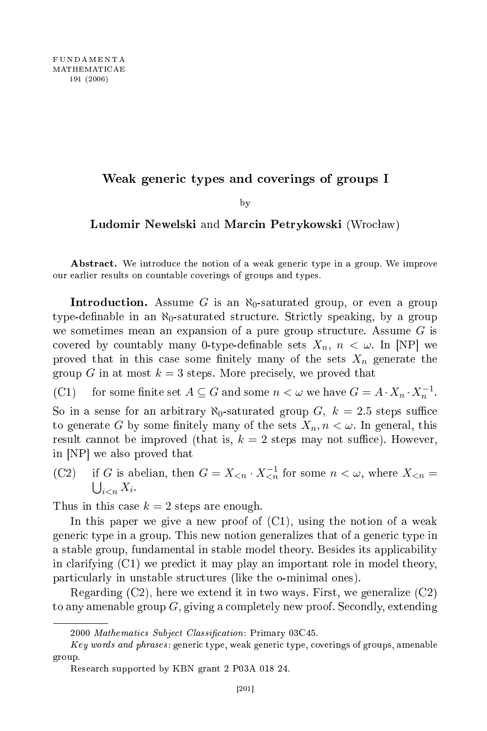# Weak generic types and coverings of groups I

by

**Ludomir Newelski** and **Marcin Petrykowski** (Wrocław)

**Abstract.** We introduce the notion of a weak generic type in a group. We improve our earlier results on countable coverings of groups and types.

**Introduction.** Assume $G$ is an $\aleph_0$-saturated group, or even a group type-definable in an $\aleph_0$-saturated structure. Strictly speaking, by a group we sometimes mean an expansion of a pure group structure. Assume $G$ is covered by countably many 0-type-definable sets $X_n$, $n < \omega$. In [NP] we proved that in this case some finitely many of the sets $X_n$ generate the group $G$ in at most $k = 3$ steps. More precisely, we proved that

(C1) for some finite set $A \subseteq G$ and some $n < \omega$ we have $G = A \cdot X_n \cdot X_n^{-1}$.

So in a sense for an arbitrary $\aleph_0$-saturated group $G$, $k = 2.5$ steps suffice to generate $G$ by some finitely many of the sets $X_n, n < \omega$. In general, this result cannot be improved (that is, $k = 2$ steps may not suffice). However, in [NP] we also proved that

(C2) if $G$ is abelian, then $G = X_{<n} \cdot X_{<n}^{-1}$ for some $n < \omega$, where $X_{<n} = \bigcup_{i<n} X_i$.

Thus in this case $k = 2$ steps are enough.

In this paper we give a new proof of (C1), using the notion of a weak generic type in a group. This new notion generalizes that of a generic type in a stable group, fundamental in stable model theory. Besides its applicability in clarifying (C1) we predict it may play an important role in model theory, particularly in unstable structures (like the o-minimal ones).

Regarding (C2), here we extend it in two ways. First, we generalize (C2) to any amenable group $G$, giving a completely new proof. Secondly, extending

---

2000 *Mathematics Subject Classification*: Primary 03C45.

*Key words and phrases*: generic type, weak generic type, coverings of groups, amenable group.

Research supported by KBN grant 2 P03A 018 24.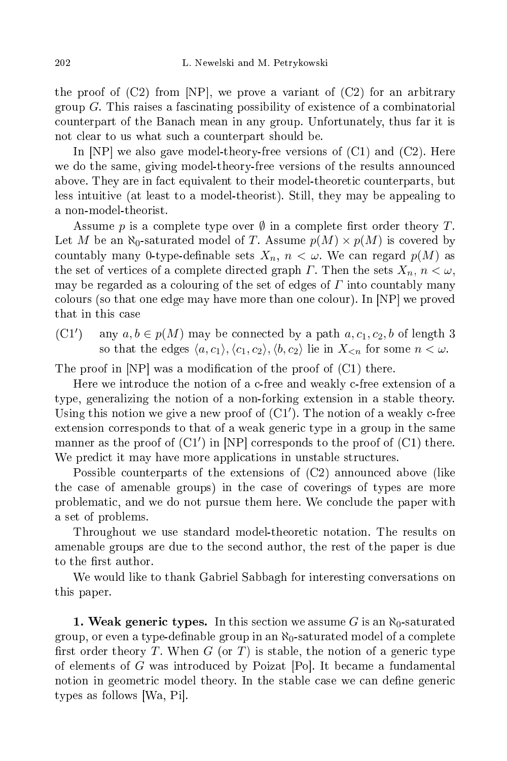the proof of (C2) from [NP], we prove a variant of (C2) for an arbitrary group $G$. This raises a fascinating possibility of existence of a combinatorial counterpart of the Banach mean in any group. Unfortunately, thus far it is not clear to us what such a counterpart should be.

In [NP] we also gave model-theory-free versions of (C1) and (C2). Here we do the same, giving model-theory-free versions of the results announced above. They are in fact equivalent to their model-theoretic counterparts, but less intuitive (at least to a model-theorist). Still, they may be appealing to a non-model-theorist.

Assume $p$ is a complete type over $\emptyset$ in a complete first order theory $T$. Let $M$ be an $\aleph_0$-saturated model of $T$. Assume $p(M) \times p(M)$ is covered by countably many 0-type-definable sets $X_n$, $n < \omega$. We can regard $p(M)$ as the set of vertices of a complete directed graph $\Gamma$. Then the sets $X_n$, $n < \omega$, may be regarded as a colouring of the set of edges of $\Gamma$ into countably many colours (so that one edge may have more than one colour). In [NP] we proved that in this case

(C1$'$) any $a, b \in p(M)$ may be connected by a path $a, c_1, c_2, b$ of length 3 so that the edges $\langle a, c_1\rangle, \langle c_1, c_2\rangle, \langle b, c_2\rangle$ lie in $X_{<n}$ for some $n < \omega$.

The proof in [NP] was a modification of the proof of (C1) there.

Here we introduce the notion of a c-free and weakly c-free extension of a type, generalizing the notion of a non-forking extension in a stable theory. Using this notion we give a new proof of (C1$'$). The notion of a weakly c-free extension corresponds to that of a weak generic type in a group in the same manner as the proof of (C1$'$) in [NP] corresponds to the proof of (C1) there. We predict it may have more applications in unstable structures.

Possible counterparts of the extensions of (C2) announced above (like the case of amenable groups) in the case of coverings of types are more problematic, and we do not pursue them here. We conclude the paper with a set of problems.

Throughout we use standard model-theoretic notation. The results on amenable groups are due to the second author, the rest of the paper is due to the first author.

We would like to thank Gabriel Sabbagh for interesting conversations on this paper.

**1. Weak generic types.** In this section we assume $G$ is an $\aleph_0$-saturated group, or even a type-definable group in an $\aleph_0$-saturated model of a complete first order theory $T$. When $G$ (or $T$) is stable, the notion of a generic type of elements of $G$ was introduced by Poizat [Po]. It became a fundamental notion in geometric model theory. In the stable case we can define generic types as follows [Wa, Pi].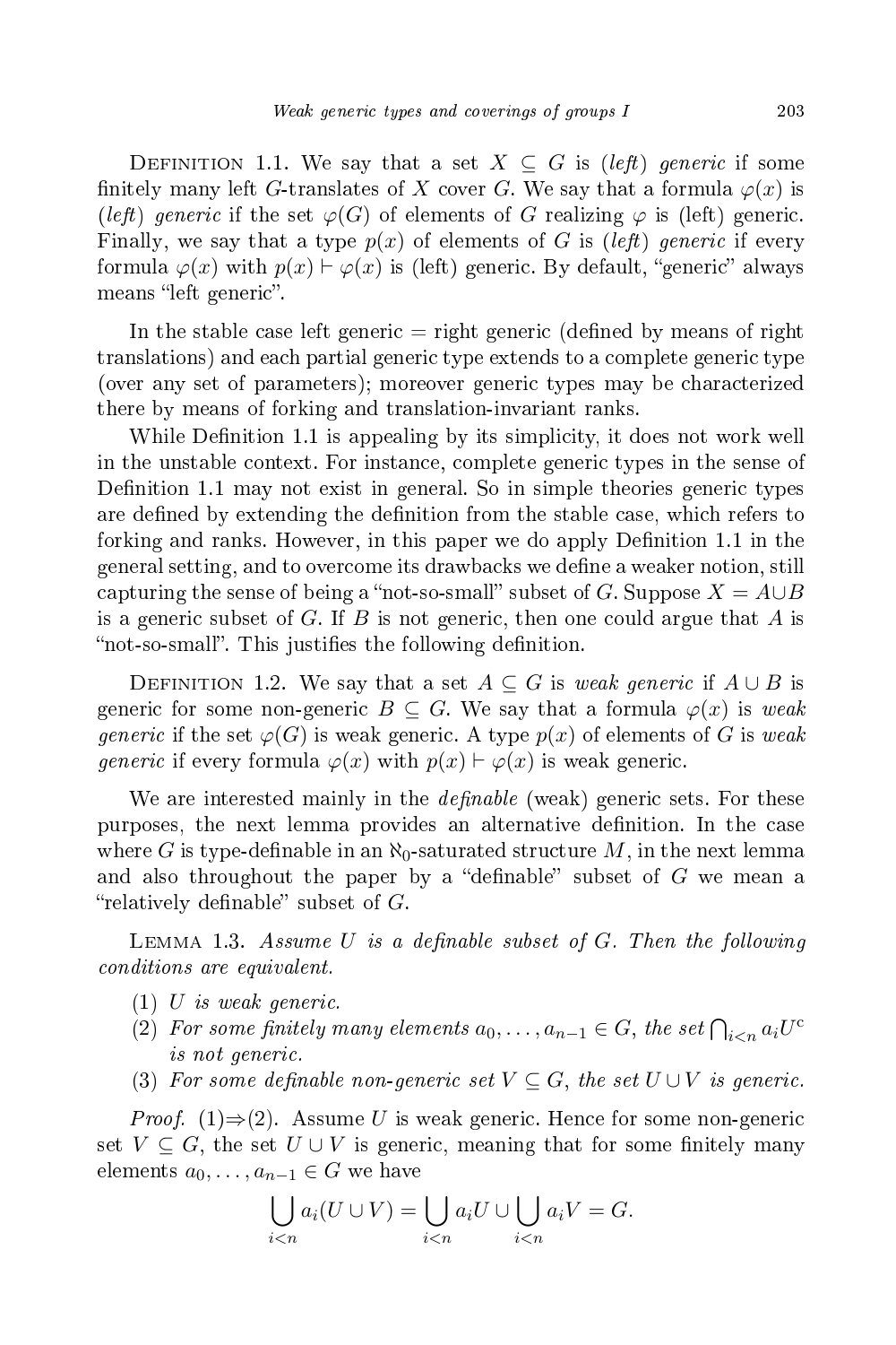Definition 1.1. We say that a set $X \subseteq G$ is *(left) generic* if some finitely many left $G$-translates of $X$ cover $G$. We say that a formula $\varphi(x)$ is *(left) generic* if the set $\varphi(G)$ of elements of $G$ realizing $\varphi$ is (left) generic. Finally, we say that a type $p(x)$ of elements of $G$ is *(left) generic* if every formula $\varphi(x)$ with $p(x) \vdash \varphi(x)$ is (left) generic. By default, "generic" always means "left generic".

In the stable case left generic = right generic (defined by means of right translations) and each partial generic type extends to a complete generic type (over any set of parameters); moreover generic types may be characterized there by means of forking and translation-invariant ranks.

While Definition 1.1 is appealing by its simplicity, it does not work well in the unstable context. For instance, complete generic types in the sense of Definition 1.1 may not exist in general. So in simple theories generic types are defined by extending the definition from the stable case, which refers to forking and ranks. However, in this paper we do apply Definition 1.1 in the general setting, and to overcome its drawbacks we define a weaker notion, still capturing the sense of being a "not-so-small" subset of $G$. Suppose $X = A \cup B$ is a generic subset of $G$. If $B$ is not generic, then one could argue that $A$ is "not-so-small". This justifies the following definition.

Definition 1.2. We say that a set $A \subseteq G$ is *weak generic* if $A \cup B$ is generic for some non-generic $B \subseteq G$. We say that a formula $\varphi(x)$ is *weak generic* if the set $\varphi(G)$ is weak generic. A type $p(x)$ of elements of $G$ is *weak generic* if every formula $\varphi(x)$ with $p(x) \vdash \varphi(x)$ is weak generic.

We are interested mainly in the *definable* (weak) generic sets. For these purposes, the next lemma provides an alternative definition. In the case where $G$ is type-definable in an $\aleph_0$-saturated structure $M$, in the next lemma and also throughout the paper by a "definable" subset of $G$ we mean a "relatively definable" subset of $G$.

Lemma 1.3. *Assume $U$ is a definable subset of $G$. Then the following conditions are equivalent.*

1. *$U$ is weak generic.*
2. *For some finitely many elements $a_0, \ldots, a_{n-1} \in G$, the set $\bigcap_{i<n} a_i U^{\mathrm{c}}$ is not generic.*
3. *For some definable non-generic set $V \subseteq G$, the set $U \cup V$ is generic.*

*Proof.* (1)⇒(2). Assume $U$ is weak generic. Hence for some non-generic set $V \subseteq G$, the set $U \cup V$ is generic, meaning that for some finitely many elements $a_0, \ldots, a_{n-1} \in G$ we have

$$\bigcup_{i<n} a_i(U \cup V) = \bigcup_{i<n} a_i U \cup \bigcup_{i<n} a_i V = G.$$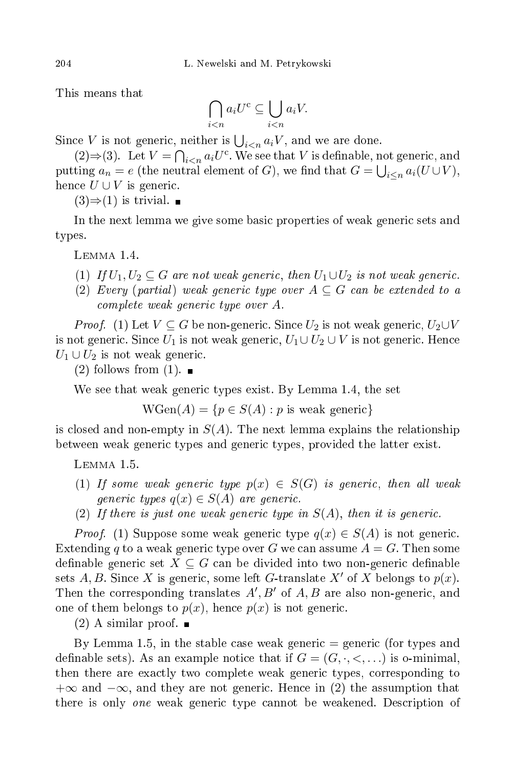This means that

$$\bigcap_{i<n} a_i U^{\mathrm{c}} \subseteq \bigcup_{i<n} a_i V.$$

Since $V$ is not generic, neither is $\bigcup_{i<n} a_i V$, and we are done.

(2)⇒(3). Let $V = \bigcap_{i<n} a_i U^{\mathrm{c}}$. We see that $V$ is definable, not generic, and putting $a_n = e$ (the neutral element of $G$), we find that $G = \bigcup_{i\le n} a_i(U \cup V)$, hence $U \cup V$ is generic.

(3)⇒(1) is trivial. ∎

In the next lemma we give some basic properties of weak generic sets and types.

Lemma 1.4.

1. *If $U_1, U_2 \subseteq G$ are not weak generic, then $U_1 \cup U_2$ is not weak generic.*
2. *Every* (*partial*) *weak generic type over $A \subseteq G$ can be extended to a complete weak generic type over $A$.*

*Proof.* (1) Let $V \subseteq G$ be non-generic. Since $U_2$ is not weak generic, $U_2 \cup V$ is not generic. Since $U_1$ is not weak generic, $U_1 \cup U_2 \cup V$ is not generic. Hence $U_1 \cup U_2$ is not weak generic.

(2) follows from (1). ∎

We see that weak generic types exist. By Lemma 1.4, the set

$$\mathrm{WGen}(A) = \{p \in S(A) : p \text{ is weak generic}\}$$

is closed and non-empty in $S(A)$. The next lemma explains the relationship between weak generic types and generic types, provided the latter exist.

Lemma 1.5.

1. *If some weak generic type $p(x) \in S(G)$ is generic, then all weak generic types $q(x) \in S(A)$ are generic.*
2. *If there is just one weak generic type in $S(A)$, then it is generic.*

*Proof.* (1) Suppose some weak generic type $q(x) \in S(A)$ is not generic. Extending $q$ to a weak generic type over $G$ we can assume $A = G$. Then some definable generic set $X \subseteq G$ can be divided into two non-generic definable sets $A, B$. Since $X$ is generic, some left $G$-translate $X'$ of $X$ belongs to $p(x)$. Then the corresponding translates $A', B'$ of $A, B$ are also non-generic, and one of them belongs to $p(x)$, hence $p(x)$ is not generic.

(2) A similar proof. ∎

By Lemma 1.5, in the stable case weak generic = generic (for types and definable sets). As an example notice that if $G = (G, \cdot, <, \ldots)$ is o-minimal, then there are exactly two complete weak generic types, corresponding to $+\infty$ and $-\infty$, and they are not generic. Hence in (2) the assumption that there is only *one* weak generic type cannot be weakened. Description of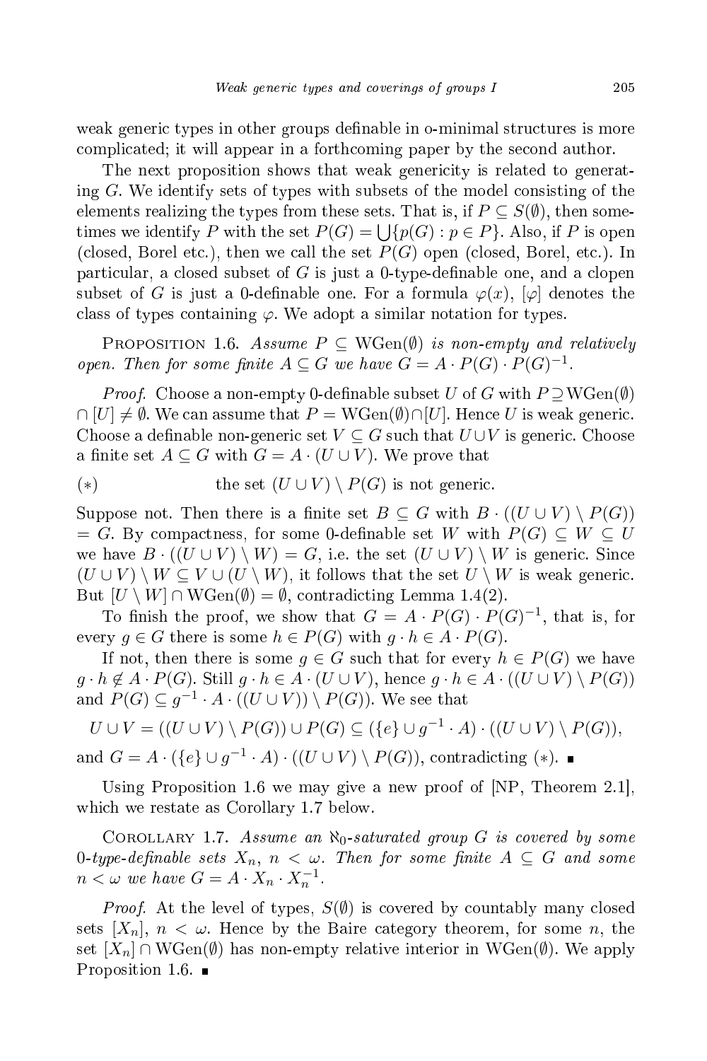weak generic types in other groups definable in o-minimal structures is more complicated; it will appear in a forthcoming paper by the second author.

The next proposition shows that weak genericity is related to generating $G$. We identify sets of types with subsets of the model consisting of the elements realizing the types from these sets. That is, if $P \subseteq S(\emptyset)$, then sometimes we identify $P$ with the set $P(G) = \bigcup\{p(G) : p \in P\}$. Also, if $P$ is open (closed, Borel etc.), then we call the set $P(G)$ open (closed, Borel, etc.). In particular, a closed subset of $G$ is just a 0-type-definable one, and a clopen subset of $G$ is just a 0-definable one. For a formula $\varphi(x)$, $[\varphi]$ denotes the class of types containing $\varphi$. We adopt a similar notation for types.

Proposition 1.6. *Assume $P \subseteq \mathrm{WGen}(\emptyset)$ is non-empty and relatively open. Then for some finite $A \subseteq G$ we have $G = A \cdot P(G) \cdot P(G)^{-1}$.*

*Proof.* Choose a non-empty 0-definable subset $U$ of $G$ with $P \supseteq \mathrm{WGen}(\emptyset) \cap [U] \neq \emptyset$. We can assume that $P = \mathrm{WGen}(\emptyset) \cap [U]$. Hence $U$ is weak generic. Choose a definable non-generic set $V \subseteq G$ such that $U \cup V$ is generic. Choose a finite set $A \subseteq G$ with $G = A \cdot (U \cup V)$. We prove that

$$(*) \qquad \text{the set } (U \cup V) \setminus P(G) \text{ is not generic.}$$

Suppose not. Then there is a finite set $B \subseteq G$ with $B \cdot ((U \cup V) \setminus P(G)) = G$. By compactness, for some 0-definable set $W$ with $P(G) \subseteq W \subseteq U$ we have $B \cdot ((U \cup V) \setminus W) = G$, i.e. the set $(U \cup V) \setminus W$ is generic. Since $(U \cup V) \setminus W \subseteq V \cup (U \setminus W)$, it follows that the set $U \setminus W$ is weak generic. But $[U \setminus W] \cap \mathrm{WGen}(\emptyset) = \emptyset$, contradicting Lemma 1.4(2).

To finish the proof, we show that $G = A \cdot P(G) \cdot P(G)^{-1}$, that is, for every $g \in G$ there is some $h \in P(G)$ with $g \cdot h \in A \cdot P(G)$.

If not, then there is some $g \in G$ such that for every $h \in P(G)$ we have $g \cdot h \notin A \cdot P(G)$. Still $g \cdot h \in A \cdot (U \cup V)$, hence $g \cdot h \in A \cdot ((U \cup V) \setminus P(G))$ and $P(G) \subseteq g^{-1} \cdot A \cdot ((U \cup V)) \setminus P(G))$. We see that

$$U \cup V = ((U \cup V) \setminus P(G)) \cup P(G) \subseteq (\{e\} \cup g^{-1} \cdot A) \cdot ((U \cup V) \setminus P(G)),$$

and $G = A \cdot (\{e\} \cup g^{-1} \cdot A) \cdot ((U \cup V) \setminus P(G))$, contradicting $(*)$. ∎

Using Proposition 1.6 we may give a new proof of [NP, Theorem 2.1], which we restate as Corollary 1.7 below.

Corollary 1.7. *Assume an $\aleph_0$-saturated group $G$ is covered by some 0-type-definable sets $X_n$, $n < \omega$. Then for some finite $A \subseteq G$ and some $n < \omega$ we have $G = A \cdot X_n \cdot X_n^{-1}$.*

*Proof.* At the level of types, $S(\emptyset)$ is covered by countably many closed sets $[X_n]$, $n < \omega$. Hence by the Baire category theorem, for some $n$, the set $[X_n] \cap \mathrm{WGen}(\emptyset)$ has non-empty relative interior in $\mathrm{WGen}(\emptyset)$. We apply Proposition 1.6. ∎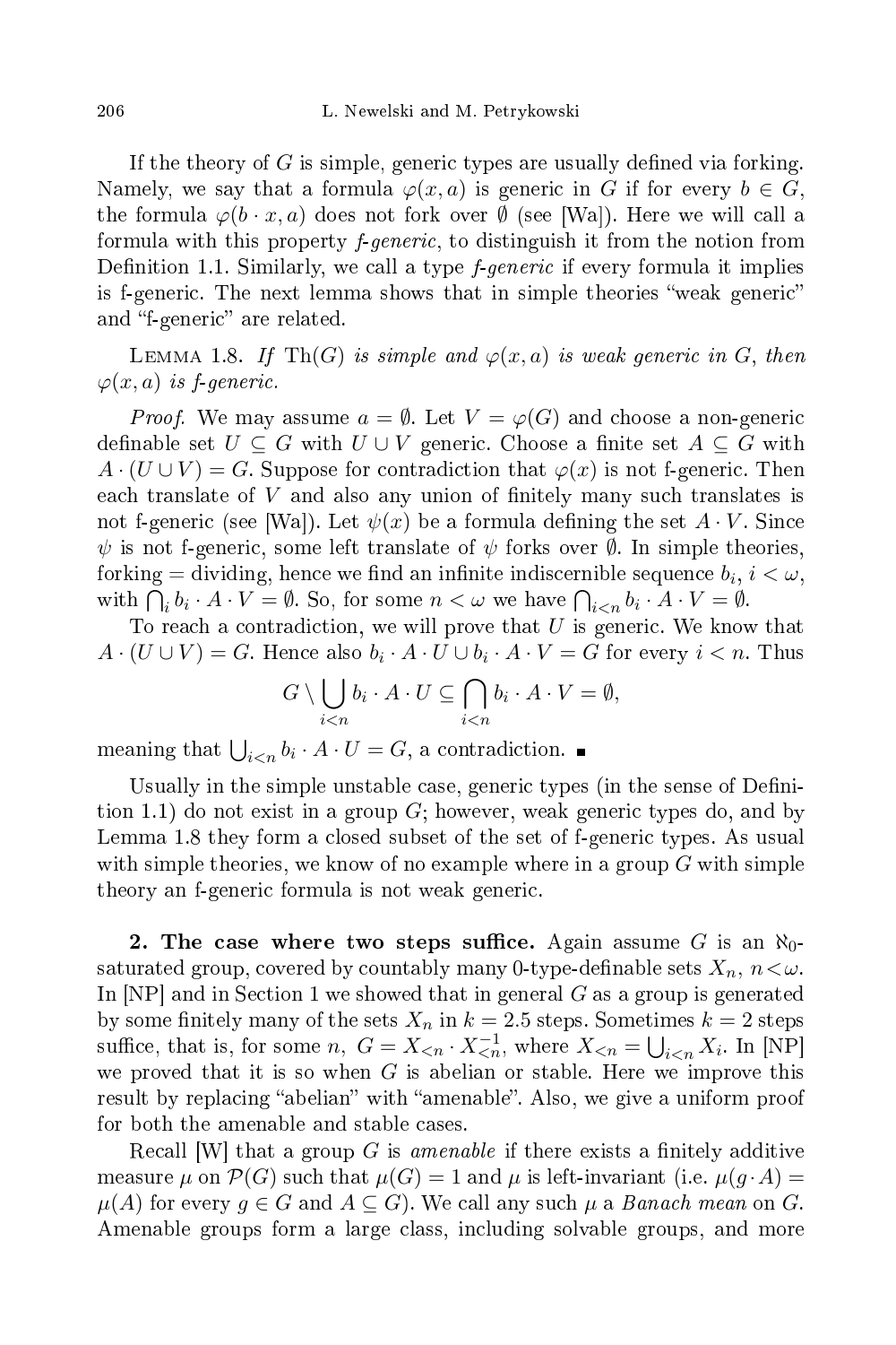If the theory of $G$ is simple, generic types are usually defined via forking. Namely, we say that a formula $\varphi(x, a)$ is generic in $G$ if for every $b \in G$, the formula $\varphi(b \cdot x, a)$ does not fork over $\emptyset$ (see [Wa]). Here we will call a formula with this property *f-generic*, to distinguish it from the notion from Definition 1.1. Similarly, we call a type *f-generic* if every formula it implies is f-generic. The next lemma shows that in simple theories "weak generic" and "f-generic" are related.

LEMMA 1.8. *If* $\mathrm{Th}(G)$ *is simple and* $\varphi(x, a)$ *is weak generic in* $G$, *then* $\varphi(x, a)$ *is f-generic.*

*Proof.* We may assume $a = \emptyset$. Let $V = \varphi(G)$ and choose a non-generic definable set $U \subseteq G$ with $U \cup V$ generic. Choose a finite set $A \subseteq G$ with $A \cdot (U \cup V) = G$. Suppose for contradiction that $\varphi(x)$ is not f-generic. Then each translate of $V$ and also any union of finitely many such translates is not f-generic (see [Wa]). Let $\psi(x)$ be a formula defining the set $A \cdot V$. Since $\psi$ is not f-generic, some left translate of $\psi$ forks over $\emptyset$. In simple theories, forking = dividing, hence we find an infinite indiscernible sequence $b_i$, $i < \omega$, with $\bigcap_i b_i \cdot A \cdot V = \emptyset$. So, for some $n < \omega$ we have $\bigcap_{i<n} b_i \cdot A \cdot V = \emptyset$.

To reach a contradiction, we will prove that $U$ is generic. We know that $A \cdot (U \cup V) = G$. Hence also $b_i \cdot A \cdot U \cup b_i \cdot A \cdot V = G$ for every $i < n$. Thus

$$G \setminus \bigcup_{i<n} b_i \cdot A \cdot U \subseteq \bigcap_{i<n} b_i \cdot A \cdot V = \emptyset,$$

meaning that $\bigcup_{i<n} b_i \cdot A \cdot U = G$, a contradiction. ∎

Usually in the simple unstable case, generic types (in the sense of Definition 1.1) do not exist in a group $G$; however, weak generic types do, and by Lemma 1.8 they form a closed subset of the set of f-generic types. As usual with simple theories, we know of no example where in a group $G$ with simple theory an f-generic formula is not weak generic.

**2. The case where two steps suffice.** Again assume $G$ is an $\aleph_0$-saturated group, covered by countably many 0-type-definable sets $X_n$, $n < \omega$. In [NP] and in Section 1 we showed that in general $G$ as a group is generated by some finitely many of the sets $X_n$ in $k = 2.5$ steps. Sometimes $k = 2$ steps suffice, that is, for some $n$, $G = X_{<n} \cdot X_{<n}^{-1}$, where $X_{<n} = \bigcup_{i<n} X_i$. In [NP] we proved that it is so when $G$ is abelian or stable. Here we improve this result by replacing "abelian" with "amenable". Also, we give a uniform proof for both the amenable and stable cases.

Recall [W] that a group $G$ is *amenable* if there exists a finitely additive measure $\mu$ on $\mathcal{P}(G)$ such that $\mu(G) = 1$ and $\mu$ is left-invariant (i.e. $\mu(g \cdot A) = \mu(A)$ for every $g \in G$ and $A \subseteq G$). We call any such $\mu$ a *Banach mean* on $G$. Amenable groups form a large class, including solvable groups, and more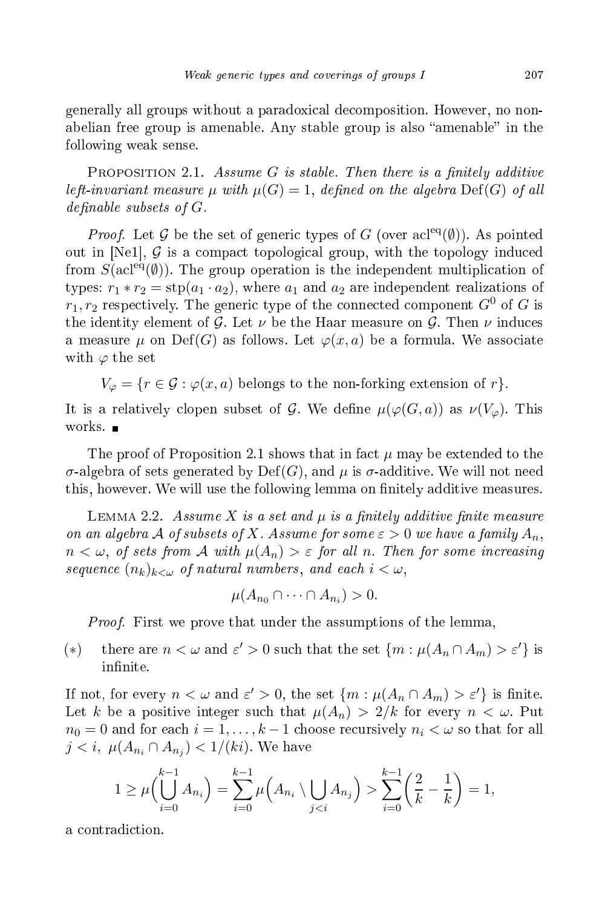generally all groups without a paradoxical decomposition. However, no non-abelian free group is amenable. Any stable group is also "amenable" in the following weak sense.

Proposition 2.1. *Assume $G$ is stable. Then there is a finitely additive left-invariant measure $\mu$ with $\mu(G) = 1$, defined on the algebra $\mathrm{Def}(G)$ of all definable subsets of $G$.*

*Proof.* Let $\mathcal{G}$ be the set of generic types of $G$ (over $\mathrm{acl}^{\mathrm{eq}}(\emptyset)$). As pointed out in [Ne1], $\mathcal{G}$ is a compact topological group, with the topology induced from $S(\mathrm{acl}^{\mathrm{eq}}(\emptyset))$. The group operation is the independent multiplication of types: $r_1 * r_2 = \mathrm{stp}(a_1 \cdot a_2)$, where $a_1$ and $a_2$ are independent realizations of $r_1, r_2$ respectively. The generic type of the connected component $G^0$ of $G$ is the identity element of $\mathcal{G}$. Let $\nu$ be the Haar measure on $\mathcal{G}$. Then $\nu$ induces a measure $\mu$ on $\mathrm{Def}(G)$ as follows. Let $\varphi(x, a)$ be a formula. We associate with $\varphi$ the set

$$V_\varphi = \{r \in \mathcal{G} : \varphi(x, a) \text{ belongs to the non-forking extension of } r\}.$$

It is a relatively clopen subset of $\mathcal{G}$. We define $\mu(\varphi(G, a))$ as $\nu(V_\varphi)$. This works. ■

The proof of Proposition 2.1 shows that in fact $\mu$ may be extended to the $\sigma$-algebra of sets generated by $\mathrm{Def}(G)$, and $\mu$ is $\sigma$-additive. We will not need this, however. We will use the following lemma on finitely additive measures.

Lemma 2.2. *Assume $X$ is a set and $\mu$ is a finitely additive finite measure on an algebra $\mathcal{A}$ of subsets of $X$. Assume for some $\varepsilon > 0$ we have a family $A_n$, $n < \omega$, of sets from $\mathcal{A}$ with $\mu(A_n) > \varepsilon$ for all $n$. Then for some increasing sequence $(n_k)_{k<\omega}$ of natural numbers, and each $i < \omega$,*

$$\mu(A_{n_0} \cap \cdots \cap A_{n_i}) > 0.$$

*Proof.* First we prove that under the assumptions of the lemma,

(∗) there are $n < \omega$ and $\varepsilon' > 0$ such that the set $\{m : \mu(A_n \cap A_m) > \varepsilon'\}$ is infinite.

If not, for every $n < \omega$ and $\varepsilon' > 0$, the set $\{m : \mu(A_n \cap A_m) > \varepsilon'\}$ is finite. Let $k$ be a positive integer such that $\mu(A_n) > 2/k$ for every $n < \omega$. Put $n_0 = 0$ and for each $i = 1, \ldots, k-1$ choose recursively $n_i < \omega$ so that for all $j < i$, $\mu(A_{n_i} \cap A_{n_j}) < 1/(ki)$. We have

$$1 \geq \mu\Big(\bigcup_{i=0}^{k-1} A_{n_i}\Big) = \sum_{i=0}^{k-1} \mu\Big(A_{n_i} \setminus \bigcup_{j<i} A_{n_j}\Big) > \sum_{i=0}^{k-1} \Big(\frac{2}{k} - \frac{1}{k}\Big) = 1,$$

a contradiction.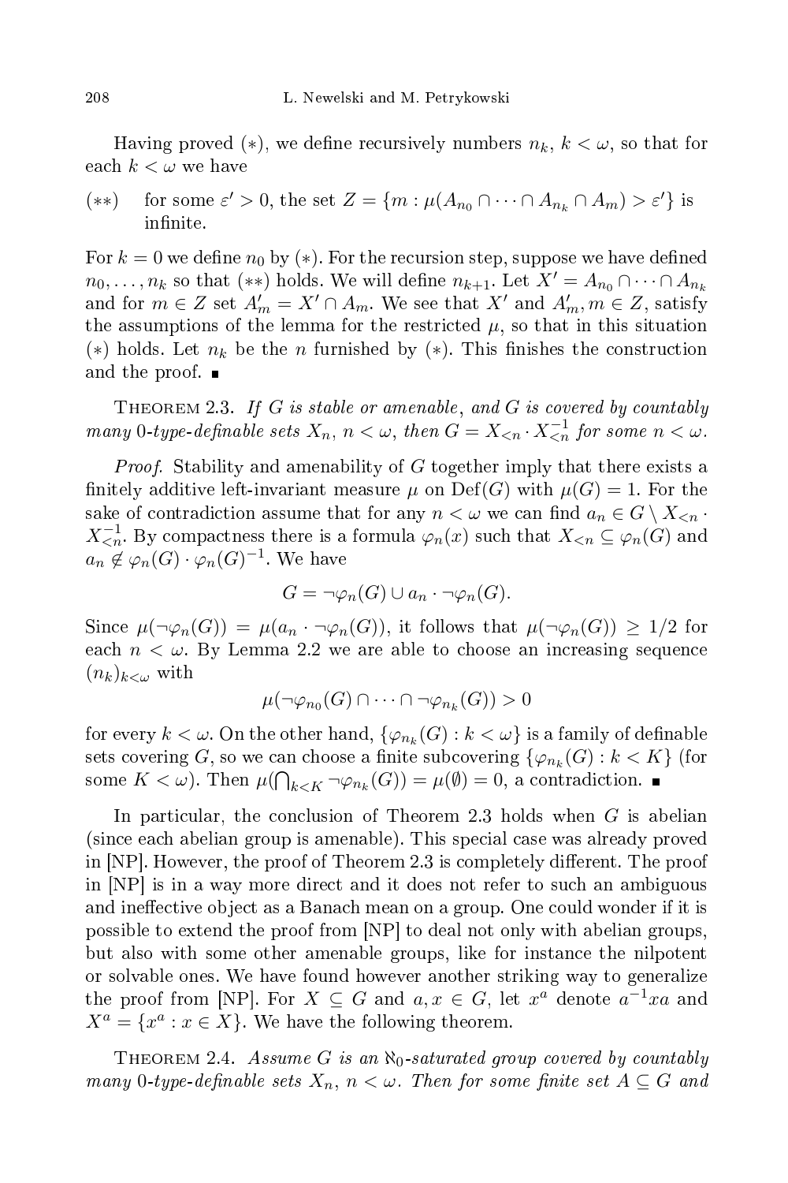Having proved $(*)$, we define recursively numbers $n_k$, $k < \omega$, so that for each $k < \omega$ we have

$(**)$ for some $\varepsilon' > 0$, the set $Z = \{m : \mu(A_{n_0} \cap \dots \cap A_{n_k} \cap A_m) > \varepsilon'\}$ is infinite.

For $k = 0$ we define $n_0$ by $(*)$. For the recursion step, suppose we have defined $n_0, \dots, n_k$ so that $(**)$ holds. We will define $n_{k+1}$. Let $X' = A_{n_0} \cap \dots \cap A_{n_k}$ and for $m \in Z$ set $A'_m = X' \cap A_m$. We see that $X'$ and $A'_m, m \in Z$, satisfy the assumptions of the lemma for the restricted $\mu$, so that in this situation $(*)$ holds. Let $n_k$ be the $n$ furnished by $(*)$. This finishes the construction and the proof. ∎

Theorem 2.3. *If $G$ is stable or amenable, and $G$ is covered by countably many 0-type-definable sets $X_n$, $n < \omega$, then $G = X_{<n} \cdot X_{<n}^{-1}$ for some $n < \omega$.*

*Proof.* Stability and amenability of $G$ together imply that there exists a finitely additive left-invariant measure $\mu$ on $\mathrm{Def}(G)$ with $\mu(G) = 1$. For the sake of contradiction assume that for any $n < \omega$ we can find $a_n \in G \setminus X_{<n} \cdot X_{<n}^{-1}$. By compactness there is a formula $\varphi_n(x)$ such that $X_{<n} \subseteq \varphi_n(G)$ and $a_n \notin \varphi_n(G) \cdot \varphi_n(G)^{-1}$. We have

$$G = \neg\varphi_n(G) \cup a_n \cdot \neg\varphi_n(G).$$

Since $\mu(\neg\varphi_n(G)) = \mu(a_n \cdot \neg\varphi_n(G))$, it follows that $\mu(\neg\varphi_n(G)) \geq 1/2$ for each $n < \omega$. By Lemma 2.2 we are able to choose an increasing sequence $(n_k)_{k<\omega}$ with

$$\mu(\neg\varphi_{n_0}(G) \cap \dots \cap \neg\varphi_{n_k}(G)) > 0$$

for every $k < \omega$. On the other hand, $\{\varphi_{n_k}(G) : k < \omega\}$ is a family of definable sets covering $G$, so we can choose a finite subcovering $\{\varphi_{n_k}(G) : k < K\}$ (for some $K < \omega$). Then $\mu(\bigcap_{k<K} \neg\varphi_{n_k}(G)) = \mu(\emptyset) = 0$, a contradiction. ∎

In particular, the conclusion of Theorem 2.3 holds when $G$ is abelian (since each abelian group is amenable). This special case was already proved in [NP]. However, the proof of Theorem 2.3 is completely different. The proof in [NP] is in a way more direct and it does not refer to such an ambiguous and ineffective object as a Banach mean on a group. One could wonder if it is possible to extend the proof from [NP] to deal not only with abelian groups, but also with some other amenable groups, like for instance the nilpotent or solvable ones. We have found however another striking way to generalize the proof from [NP]. For $X \subseteq G$ and $a, x \in G$, let $x^a$ denote $a^{-1}xa$ and $X^a = \{x^a : x \in X\}$. We have the following theorem.

Theorem 2.4. *Assume $G$ is an $\aleph_0$-saturated group covered by countably many 0-type-definable sets $X_n$, $n < \omega$. Then for some finite set $A \subseteq G$ and*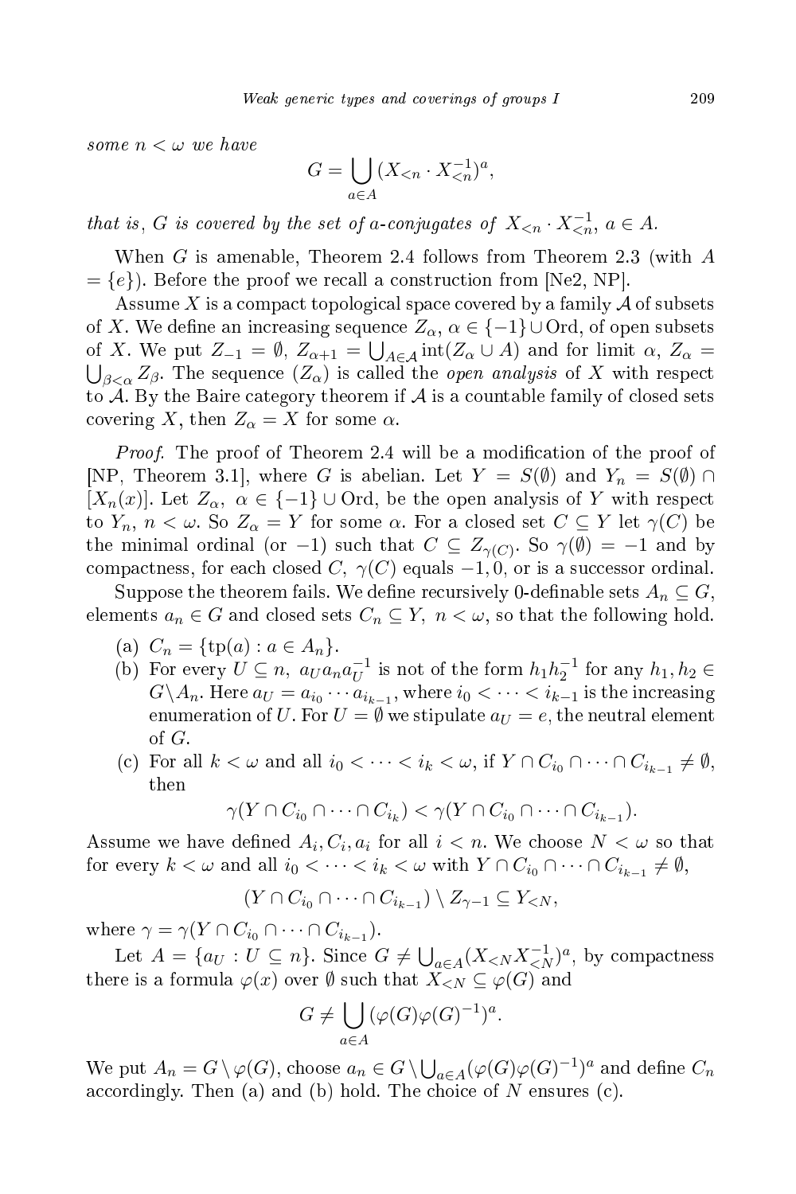*some $n < \omega$ we have*

$$G = \bigcup_{a \in A} (X_{<n} \cdot X_{<n}^{-1})^a,$$

*that is, $G$ is covered by the set of $a$-conjugates of $X_{<n} \cdot X_{<n}^{-1}$, $a \in A$.*

When $G$ is amenable, Theorem 2.4 follows from Theorem 2.3 (with $A = \{e\}$). Before the proof we recall a construction from [Ne2, NP].

Assume $X$ is a compact topological space covered by a family $\mathcal{A}$ of subsets of $X$. We define an increasing sequence $Z_\alpha$, $\alpha \in \{-1\} \cup \mathrm{Ord}$, of open subsets of $X$. We put $Z_{-1} = \emptyset$, $Z_{\alpha+1} = \bigcup_{A \in \mathcal{A}} \mathrm{int}(Z_\alpha \cup A)$ and for limit $\alpha$, $Z_\alpha = \bigcup_{\beta < \alpha} Z_\beta$. The sequence $(Z_\alpha)$ is called the *open analysis* of $X$ with respect to $\mathcal{A}$. By the Baire category theorem if $\mathcal{A}$ is a countable family of closed sets covering $X$, then $Z_\alpha = X$ for some $\alpha$.

*Proof.* The proof of Theorem 2.4 will be a modification of the proof of [NP, Theorem 3.1], where $G$ is abelian. Let $Y = S(\emptyset)$ and $Y_n = S(\emptyset) \cap [X_n(x)]$. Let $Z_\alpha$, $\alpha \in \{-1\} \cup \mathrm{Ord}$, be the open analysis of $Y$ with respect to $Y_n$, $n < \omega$. So $Z_\alpha = Y$ for some $\alpha$. For a closed set $C \subseteq Y$ let $\gamma(C)$ be the minimal ordinal (or $-1$) such that $C \subseteq Z_{\gamma(C)}$. So $\gamma(\emptyset) = -1$ and by compactness, for each closed $C$, $\gamma(C)$ equals $-1, 0$, or is a successor ordinal.

Suppose the theorem fails. We define recursively 0-definable sets $A_n \subseteq G$, elements $a_n \in G$ and closed sets $C_n \subseteq Y$, $n < \omega$, so that the following hold.

(a) $C_n = \{\mathrm{tp}(a) : a \in A_n\}$.

(b) For every $U \subseteq n$, $a_U a_n a_U^{-1}$ is not of the form $h_1 h_2^{-1}$ for any $h_1, h_2 \in G \setminus A_n$. Here $a_U = a_{i_0} \cdots a_{i_{k-1}}$, where $i_0 < \cdots < i_{k-1}$ is the increasing enumeration of $U$. For $U = \emptyset$ we stipulate $a_U = e$, the neutral element of $G$.

(c) For all $k < \omega$ and all $i_0 < \cdots < i_k < \omega$, if $Y \cap C_{i_0} \cap \cdots \cap C_{i_{k-1}} \neq \emptyset$, then

$$\gamma(Y \cap C_{i_0} \cap \cdots \cap C_{i_k}) < \gamma(Y \cap C_{i_0} \cap \cdots \cap C_{i_{k-1}}).$$

Assume we have defined $A_i, C_i, a_i$ for all $i < n$. We choose $N < \omega$ so that for every $k < \omega$ and all $i_0 < \cdots < i_k < \omega$ with $Y \cap C_{i_0} \cap \cdots \cap C_{i_{k-1}} \neq \emptyset$,

$$(Y \cap C_{i_0} \cap \cdots \cap C_{i_{k-1}}) \setminus Z_{\gamma - 1} \subseteq Y_{<N},$$

where $\gamma = \gamma(Y \cap C_{i_0} \cap \cdots \cap C_{i_{k-1}})$.

Let $A = \{a_U : U \subseteq n\}$. Since $G \neq \bigcup_{a \in A} (X_{<N} X_{<N}^{-1})^a$, by compactness there is a formula $\varphi(x)$ over $\emptyset$ such that $X_{<N} \subseteq \varphi(G)$ and

$$G \neq \bigcup_{a \in A} (\varphi(G)\varphi(G)^{-1})^a.$$

We put $A_n = G \setminus \varphi(G)$, choose $a_n \in G \setminus \bigcup_{a \in A} (\varphi(G)\varphi(G)^{-1})^a$ and define $C_n$ accordingly. Then (a) and (b) hold. The choice of $N$ ensures (c).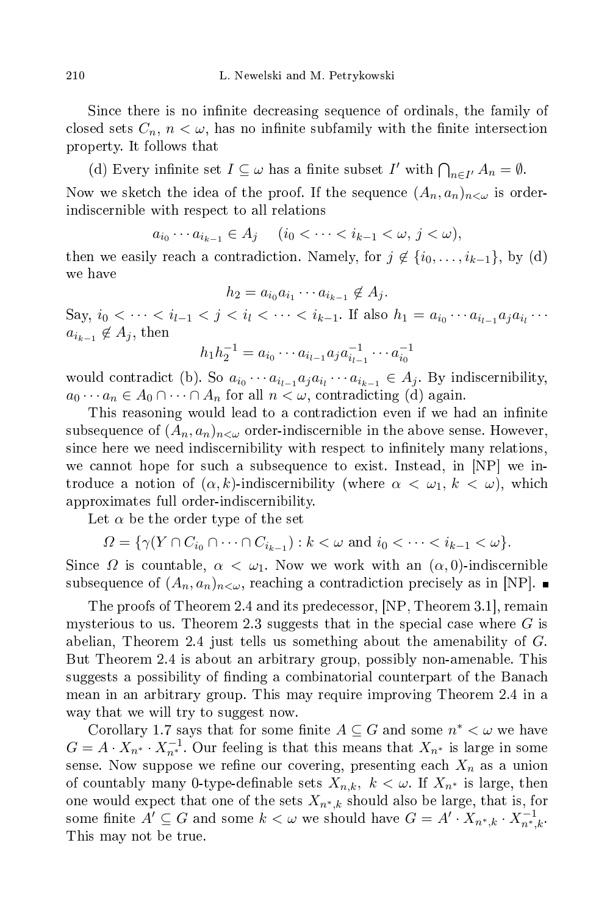Since there is no infinite decreasing sequence of ordinals, the family of closed sets $C_n$, $n < \omega$, has no infinite subfamily with the finite intersection property. It follows that

(d) Every infinite set $I \subseteq \omega$ has a finite subset $I'$ with $\bigcap_{n \in I'} A_n = \emptyset$.

Now we sketch the idea of the proof. If the sequence $(A_n, a_n)_{n<\omega}$ is order-indiscernible with respect to all relations

$$a_{i_0} \cdots a_{i_{k-1}} \in A_j \quad (i_0 < \cdots < i_{k-1} < \omega,\ j < \omega),$$

then we easily reach a contradiction. Namely, for $j \notin \{i_0, \ldots, i_{k-1}\}$, by (d) we have

$$h_2 = a_{i_0} a_{i_1} \cdots a_{i_{k-1}} \notin A_j.$$

Say, $i_0 < \cdots < i_{l-1} < j < i_l < \cdots < i_{k-1}$. If also $h_1 = a_{i_0} \cdots a_{i_{l-1}} a_j a_{i_l} \cdots a_{i_{k-1}} \notin A_j$, then

$$h_1 h_2^{-1} = a_{i_0} \cdots a_{i_{l-1}} a_j a_{i_{l-1}}^{-1} \cdots a_{i_0}^{-1}$$

would contradict (b). So $a_{i_0} \cdots a_{i_{l-1}} a_j a_{i_l} \cdots a_{i_{k-1}} \in A_j$. By indiscernibility, $a_0 \cdots a_n \in A_0 \cap \cdots \cap A_n$ for all $n < \omega$, contradicting (d) again.

This reasoning would lead to a contradiction even if we had an infinite subsequence of $(A_n, a_n)_{n<\omega}$ order-indiscernible in the above sense. However, since here we need indiscernibility with respect to infinitely many relations, we cannot hope for such a subsequence to exist. Instead, in [NP] we introduce a notion of $(\alpha, k)$-indiscernibility (where $\alpha < \omega_1$, $k < \omega$), which approximates full order-indiscernibility.

Let $\alpha$ be the order type of the set

$$\Omega = \{\gamma(Y \cap C_{i_0} \cap \cdots \cap C_{i_{k-1}}) : k < \omega \text{ and } i_0 < \cdots < i_{k-1} < \omega\}.$$

Since $\Omega$ is countable, $\alpha < \omega_1$. Now we work with an $(\alpha, 0)$-indiscernible subsequence of $(A_n, a_n)_{n<\omega}$, reaching a contradiction precisely as in [NP]. ■

The proofs of Theorem 2.4 and its predecessor, [NP, Theorem 3.1], remain mysterious to us. Theorem 2.3 suggests that in the special case where $G$ is abelian, Theorem 2.4 just tells us something about the amenability of $G$. But Theorem 2.4 is about an arbitrary group, possibly non-amenable. This suggests a possibility of finding a combinatorial counterpart of the Banach mean in an arbitrary group. This may require improving Theorem 2.4 in a way that we will try to suggest now.

Corollary 1.7 says that for some finite $A \subseteq G$ and some $n^* < \omega$ we have $G = A \cdot X_{n^*} \cdot X_{n^*}^{-1}$. Our feeling is that this means that $X_{n^*}$ is large in some sense. Now suppose we refine our covering, presenting each $X_n$ as a union of countably many 0-type-definable sets $X_{n,k}$, $k < \omega$. If $X_{n^*}$ is large, then one would expect that one of the sets $X_{n^*,k}$ should also be large, that is, for some finite $A' \subseteq G$ and some $k < \omega$ we should have $G = A' \cdot X_{n^*,k} \cdot X_{n^*,k}^{-1}$. This may not be true.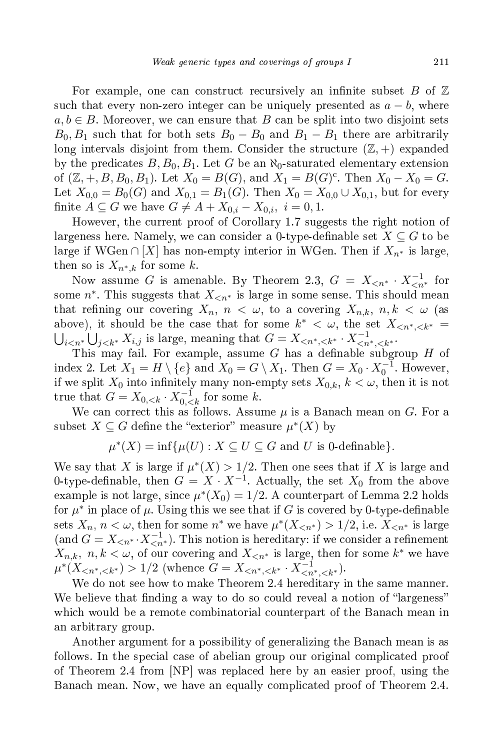For example, one can construct recursively an infinite subset $B$ of $\mathbb{Z}$ such that every non-zero integer can be uniquely presented as $a - b$, where $a, b \in B$. Moreover, we can ensure that $B$ can be split into two disjoint sets $B_0, B_1$ such that for both sets $B_0 - B_0$ and $B_1 - B_1$ there are arbitrarily long intervals disjoint from them. Consider the structure $(\mathbb{Z}, +)$ expanded by the predicates $B, B_0, B_1$. Let $G$ be an $\aleph_0$-saturated elementary extension of $(\mathbb{Z}, +, B, B_0, B_1)$. Let $X_0 = B(G)$, and $X_1 = B(G)^{\mathrm{c}}$. Then $X_0 - X_0 = G$. Let $X_{0,0} = B_0(G)$ and $X_{0,1} = B_1(G)$. Then $X_0 = X_{0,0} \cup X_{0,1}$, but for every finite $A \subseteq G$ we have $G \neq A + X_{0,i} - X_{0,i}$, $i = 0, 1$.

However, the current proof of Corollary 1.7 suggests the right notion of largeness here. Namely, we can consider a 0-type-definable set $X \subseteq G$ to be large if $\mathrm{WGen} \cap [X]$ has non-empty interior in WGen. Then if $X_{n^*}$ is large, then so is $X_{n^*,k}$ for some $k$.

Now assume $G$ is amenable. By Theorem 2.3, $G = X_{<n^*} \cdot X_{<n^*}^{-1}$ for some $n^*$. This suggests that $X_{<n^*}$ is large in some sense. This should mean that refining our covering $X_n$, $n < \omega$, to a covering $X_{n,k}$, $n, k < \omega$ (as above), it should be the case that for some $k^* < \omega$, the set $X_{<n^*,<k^*} = \bigcup_{i<n^*} \bigcup_{j<k^*} X_{i,j}$ is large, meaning that $G = X_{<n^*,<k^*} \cdot X_{<n^*,<k^*}^{-1}$.

This may fail. For example, assume $G$ has a definable subgroup $H$ of index 2. Let $X_1 = H \setminus \{e\}$ and $X_0 = G \setminus X_1$. Then $G = X_0 \cdot X_0^{-1}$. However, if we split $X_0$ into infinitely many non-empty sets $X_{0,k}$, $k < \omega$, then it is not true that $G = X_{0,<k} \cdot X_{0,<k}^{-1}$ for some $k$.

We can correct this as follows. Assume $\mu$ is a Banach mean on $G$. For a subset $X \subseteq G$ define the "exterior" measure $\mu^*(X)$ by

$$\mu^*(X) = \inf\{\mu(U) : X \subseteq U \subseteq G \text{ and } U \text{ is 0-definable}\}.$$

We say that $X$ is large if $\mu^*(X) > 1/2$. Then one sees that if $X$ is large and 0-type-definable, then $G = X \cdot X^{-1}$. Actually, the set $X_0$ from the above example is not large, since $\mu^*(X_0) = 1/2$. A counterpart of Lemma 2.2 holds for $\mu^*$ in place of $\mu$. Using this we see that if $G$ is covered by 0-type-definable sets $X_n$, $n < \omega$, then for some $n^*$ we have $\mu^*(X_{<n^*}) > 1/2$, i.e. $X_{<n^*}$ is large (and $G = X_{<n^*} \cdot X_{<n^*}^{-1}$). This notion is hereditary: if we consider a refinement $X_{n,k}$, $n, k < \omega$, of our covering and $X_{<n^*}$ is large, then for some $k^*$ we have $\mu^*(X_{<n^*,<k^*}) > 1/2$ (whence $G = X_{<n^*,<k^*} \cdot X_{<n^*,<k^*}^{-1}$).

We do not see how to make Theorem 2.4 hereditary in the same manner. We believe that finding a way to do so could reveal a notion of "largeness" which would be a remote combinatorial counterpart of the Banach mean in an arbitrary group.

Another argument for a possibility of generalizing the Banach mean is as follows. In the special case of abelian group our original complicated proof of Theorem 2.4 from [NP] was replaced here by an easier proof, using the Banach mean. Now, we have an equally complicated proof of Theorem 2.4.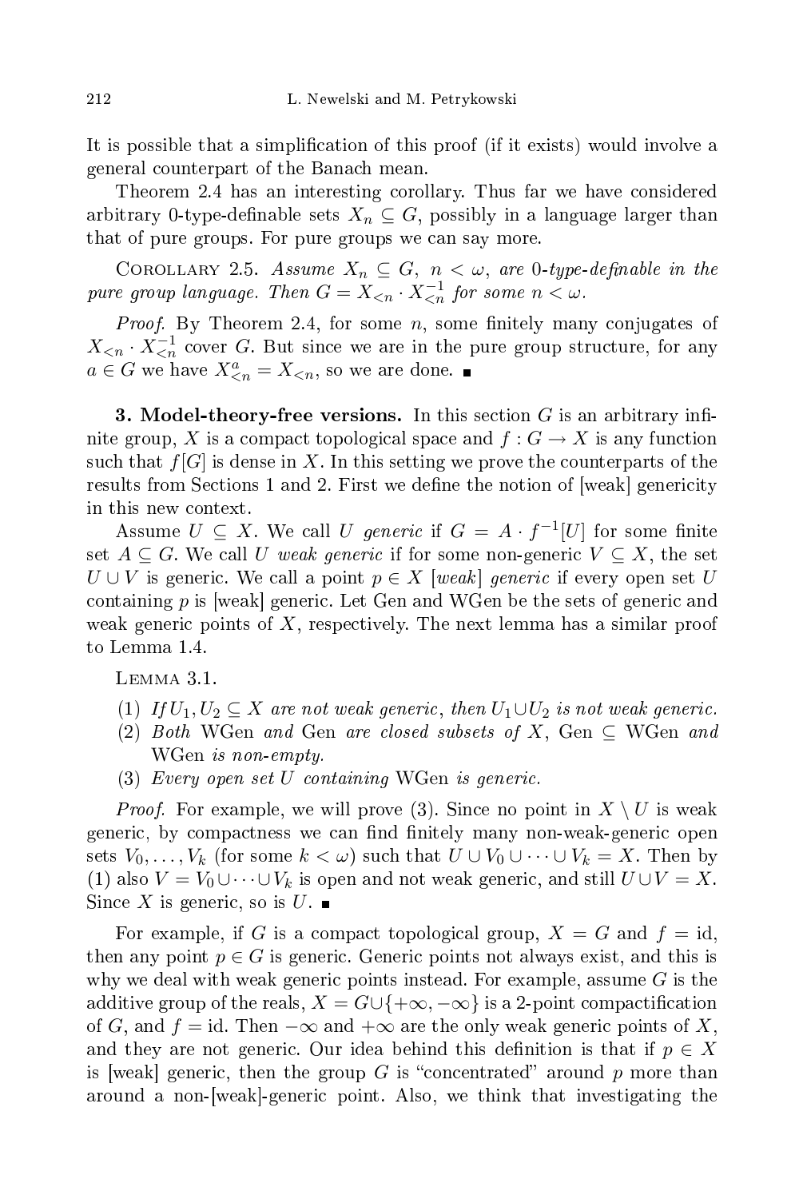It is possible that a simplification of this proof (if it exists) would involve a general counterpart of the Banach mean.

Theorem 2.4 has an interesting corollary. Thus far we have considered arbitrary 0-type-definable sets $X_n \subseteq G$, possibly in a language larger than that of pure groups. For pure groups we can say more.

Corollary 2.5. *Assume $X_n \subseteq G$, $n < \omega$, are 0-type-definable in the pure group language. Then $G = X_{<n} \cdot X_{<n}^{-1}$ for some $n < \omega$.*

*Proof.* By Theorem 2.4, for some $n$, some finitely many conjugates of $X_{<n} \cdot X_{<n}^{-1}$ cover $G$. But since we are in the pure group structure, for any $a \in G$ we have $X_{<n}^a = X_{<n}$, so we are done. ∎

**3. Model-theory-free versions.** In this section $G$ is an arbitrary infinite group, $X$ is a compact topological space and $f : G \to X$ is any function such that $f[G]$ is dense in $X$. In this setting we prove the counterparts of the results from Sections 1 and 2. First we define the notion of [weak] genericity in this new context.

Assume $U \subseteq X$. We call $U$ *generic* if $G = A \cdot f^{-1}[U]$ for some finite set $A \subseteq G$. We call $U$ *weak generic* if for some non-generic $V \subseteq X$, the set $U \cup V$ is generic. We call a point $p \in X$ [*weak*] *generic* if every open set $U$ containing $p$ is [weak] generic. Let Gen and WGen be the sets of generic and weak generic points of $X$, respectively. The next lemma has a similar proof to Lemma 1.4.

Lemma 3.1.

(1) *If $U_1, U_2 \subseteq X$ are not weak generic, then $U_1 \cup U_2$ is not weak generic.*
(2) *Both* WGen *and* Gen *are closed subsets of $X$,* Gen $\subseteq$ WGen *and* WGen *is non-empty.*
(3) *Every open set $U$ containing* WGen *is generic.*

*Proof.* For example, we will prove (3). Since no point in $X \setminus U$ is weak generic, by compactness we can find finitely many non-weak-generic open sets $V_0, \ldots, V_k$ (for some $k < \omega$) such that $U \cup V_0 \cup \cdots \cup V_k = X$. Then by (1) also $V = V_0 \cup \cdots \cup V_k$ is open and not weak generic, and still $U \cup V = X$. Since $X$ is generic, so is $U$. ∎

For example, if $G$ is a compact topological group, $X = G$ and $f = \mathrm{id}$, then any point $p \in G$ is generic. Generic points not always exist, and this is why we deal with weak generic points instead. For example, assume $G$ is the additive group of the reals, $X = G \cup \{+\infty, -\infty\}$ is a 2-point compactification of $G$, and $f = \mathrm{id}$. Then $-\infty$ and $+\infty$ are the only weak generic points of $X$, and they are not generic. Our idea behind this definition is that if $p \in X$ is [weak] generic, then the group $G$ is "concentrated" around $p$ more than around a non-[weak]-generic point. Also, we think that investigating the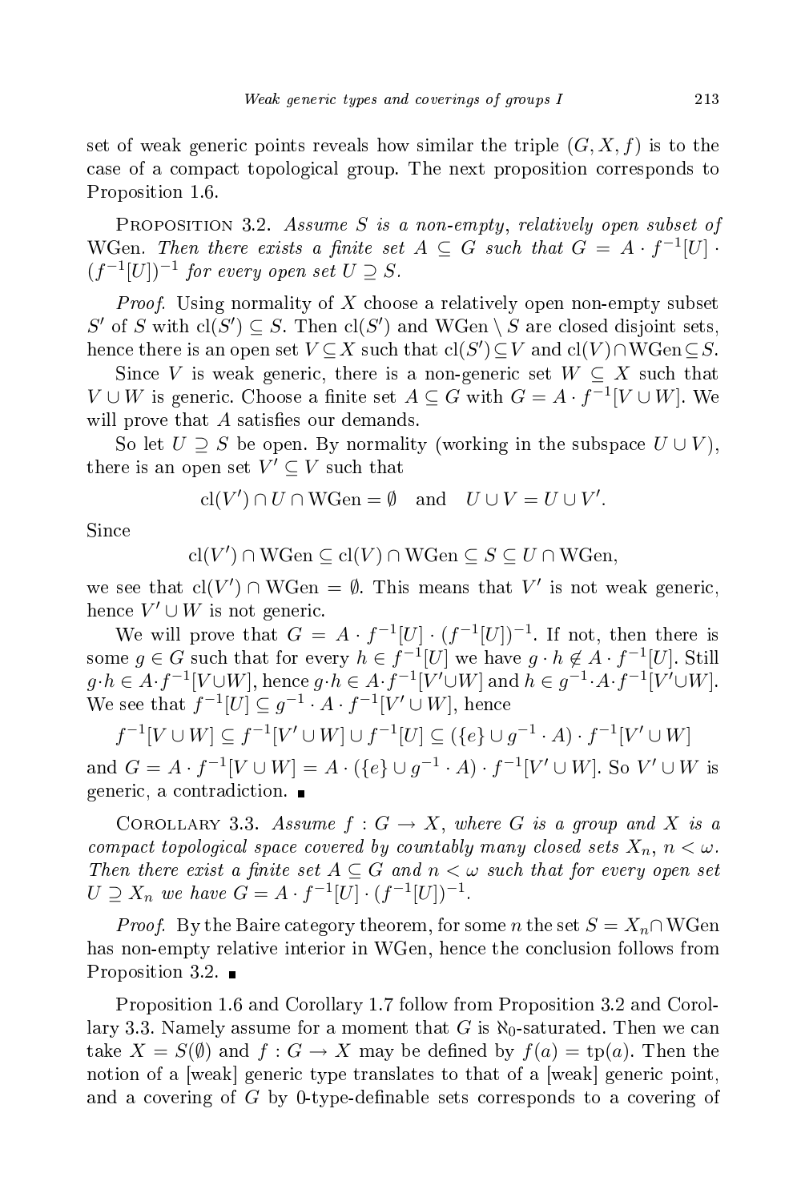set of weak generic points reveals how similar the triple $(G, X, f)$ is to the case of a compact topological group. The next proposition corresponds to Proposition 1.6.

PROPOSITION 3.2. *Assume $S$ is a non-empty, relatively open subset of* WGen. *Then there exists a finite set $A \subseteq G$ such that $G = A \cdot f^{-1}[U] \cdot (f^{-1}[U])^{-1}$ for every open set $U \supseteq S$.*

*Proof.* Using normality of $X$ choose a relatively open non-empty subset $S'$ of $S$ with $\mathrm{cl}(S') \subseteq S$. Then $\mathrm{cl}(S')$ and $\mathrm{WGen} \setminus S$ are closed disjoint sets, hence there is an open set $V \subseteq X$ such that $\mathrm{cl}(S') \subseteq V$ and $\mathrm{cl}(V) \cap \mathrm{WGen} \subseteq S$.

Since $V$ is weak generic, there is a non-generic set $W \subseteq X$ such that $V \cup W$ is generic. Choose a finite set $A \subseteq G$ with $G = A \cdot f^{-1}[V \cup W]$. We will prove that $A$ satisfies our demands.

So let $U \supseteq S$ be open. By normality (working in the subspace $U \cup V$), there is an open set $V' \subseteq V$ such that

$$\mathrm{cl}(V') \cap U \cap \mathrm{WGen} = \emptyset \quad \text{and} \quad U \cup V = U \cup V'.$$

Since

$$\mathrm{cl}(V') \cap \mathrm{WGen} \subseteq \mathrm{cl}(V) \cap \mathrm{WGen} \subseteq S \subseteq U \cap \mathrm{WGen},$$

we see that $\mathrm{cl}(V') \cap \mathrm{WGen} = \emptyset$. This means that $V'$ is not weak generic, hence $V' \cup W$ is not generic.

We will prove that $G = A \cdot f^{-1}[U] \cdot (f^{-1}[U])^{-1}$. If not, then there is some $g \in G$ such that for every $h \in f^{-1}[U]$ we have $g \cdot h \notin A \cdot f^{-1}[U]$. Still $g \cdot h \in A \cdot f^{-1}[V \cup W]$, hence $g \cdot h \in A \cdot f^{-1}[V' \cup W]$ and $h \in g^{-1} \cdot A \cdot f^{-1}[V' \cup W]$. We see that $f^{-1}[U] \subseteq g^{-1} \cdot A \cdot f^{-1}[V' \cup W]$, hence

$$f^{-1}[V \cup W] \subseteq f^{-1}[V' \cup W] \cup f^{-1}[U] \subseteq (\{e\} \cup g^{-1} \cdot A) \cdot f^{-1}[V' \cup W]$$

and $G = A \cdot f^{-1}[V \cup W] = A \cdot (\{e\} \cup g^{-1} \cdot A) \cdot f^{-1}[V' \cup W]$. So $V' \cup W$ is generic, a contradiction. ∎

COROLLARY 3.3. *Assume $f : G \to X$, where $G$ is a group and $X$ is a compact topological space covered by countably many closed sets $X_n$, $n < \omega$. Then there exist a finite set $A \subseteq G$ and $n < \omega$ such that for every open set $U \supseteq X_n$ we have $G = A \cdot f^{-1}[U] \cdot (f^{-1}[U])^{-1}$.*

*Proof.* By the Baire category theorem, for some $n$ the set $S = X_n \cap \mathrm{WGen}$ has non-empty relative interior in WGen, hence the conclusion follows from Proposition 3.2. ∎

Proposition 1.6 and Corollary 1.7 follow from Proposition 3.2 and Corollary 3.3. Namely assume for a moment that $G$ is $\aleph_0$-saturated. Then we can take $X = S(\emptyset)$ and $f : G \to X$ may be defined by $f(a) = \mathrm{tp}(a)$. Then the notion of a [weak] generic type translates to that of a [weak] generic point, and a covering of $G$ by 0-type-definable sets corresponds to a covering of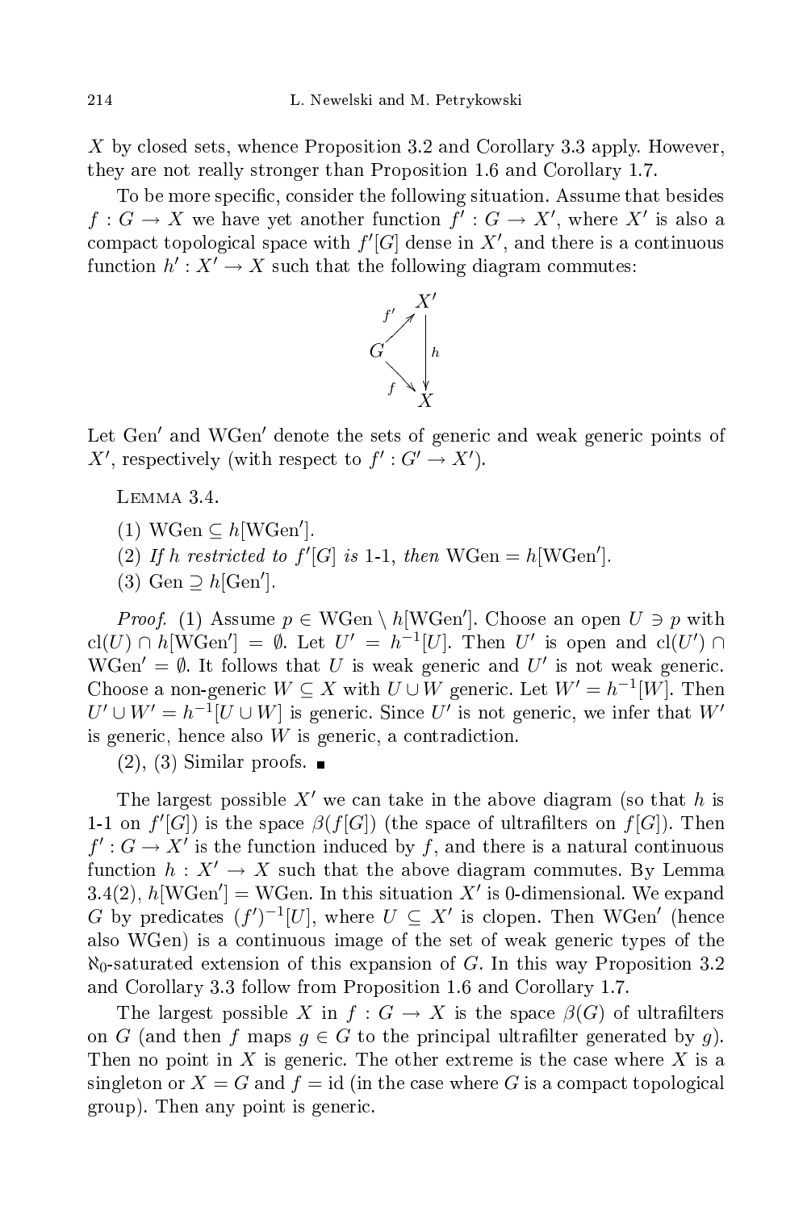$X$ by closed sets, whence Proposition 3.2 and Corollary 3.3 apply. However, they are not really stronger than Proposition 1.6 and Corollary 1.7.

To be more specific, consider the following situation. Assume that besides $f : G \to X$ we have yet another function $f' : G \to X'$, where $X'$ is also a compact topological space with $f'[G]$ dense in $X'$, and there is a continuous function $h' : X' \to X$ such that the following diagram commutes:

$$\begin{array}{ccc} & & X' \\ & \overset{f'}{\nearrow} & \\ G & & \Big\downarrow h \\ & \underset{f}{\searrow} & \\ & & X \end{array}$$

Let $\mathrm{Gen}'$ and $\mathrm{WGen}'$ denote the sets of generic and weak generic points of $X'$, respectively (with respect to $f' : G' \to X'$).

Lemma 3.4.

(1) $\mathrm{WGen} \subseteq h[\mathrm{WGen}']$.

(2) *If $h$ restricted to $f'[G]$ is* 1-1, *then* $\mathrm{WGen} = h[\mathrm{WGen}']$.

(3) $\mathrm{Gen} \supseteq h[\mathrm{Gen}']$.

*Proof.* (1) Assume $p \in \mathrm{WGen} \setminus h[\mathrm{WGen}']$. Choose an open $U \ni p$ with $\mathrm{cl}(U) \cap h[\mathrm{WGen}'] = \emptyset$. Let $U' = h^{-1}[U]$. Then $U'$ is open and $\mathrm{cl}(U') \cap \mathrm{WGen}' = \emptyset$. It follows that $U$ is weak generic and $U'$ is not weak generic. Choose a non-generic $W \subseteq X$ with $U \cup W$ generic. Let $W' = h^{-1}[W]$. Then $U' \cup W' = h^{-1}[U \cup W]$ is generic. Since $U'$ is not generic, we infer that $W'$ is generic, hence also $W$ is generic, a contradiction.

(2), (3) Similar proofs. ■

The largest possible $X'$ we can take in the above diagram (so that $h$ is 1-1 on $f'[G]$) is the space $\beta(f[G])$ (the space of ultrafilters on $f[G]$). Then $f' : G \to X'$ is the function induced by $f$, and there is a natural continuous function $h : X' \to X$ such that the above diagram commutes. By Lemma 3.4(2), $h[\mathrm{WGen}'] = \mathrm{WGen}$. In this situation $X'$ is 0-dimensional. We expand $G$ by predicates $(f')^{-1}[U]$, where $U \subseteq X'$ is clopen. Then $\mathrm{WGen}'$ (hence also $\mathrm{WGen}$) is a continuous image of the set of weak generic types of the $\aleph_0$-saturated extension of this expansion of $G$. In this way Proposition 3.2 and Corollary 3.3 follow from Proposition 1.6 and Corollary 1.7.

The largest possible $X$ in $f : G \to X$ is the space $\beta(G)$ of ultrafilters on $G$ (and then $f$ maps $g \in G$ to the principal ultrafilter generated by $g$). Then no point in $X$ is generic. The other extreme is the case where $X$ is a singleton or $X = G$ and $f = \mathrm{id}$ (in the case where $G$ is a compact topological group). Then any point is generic.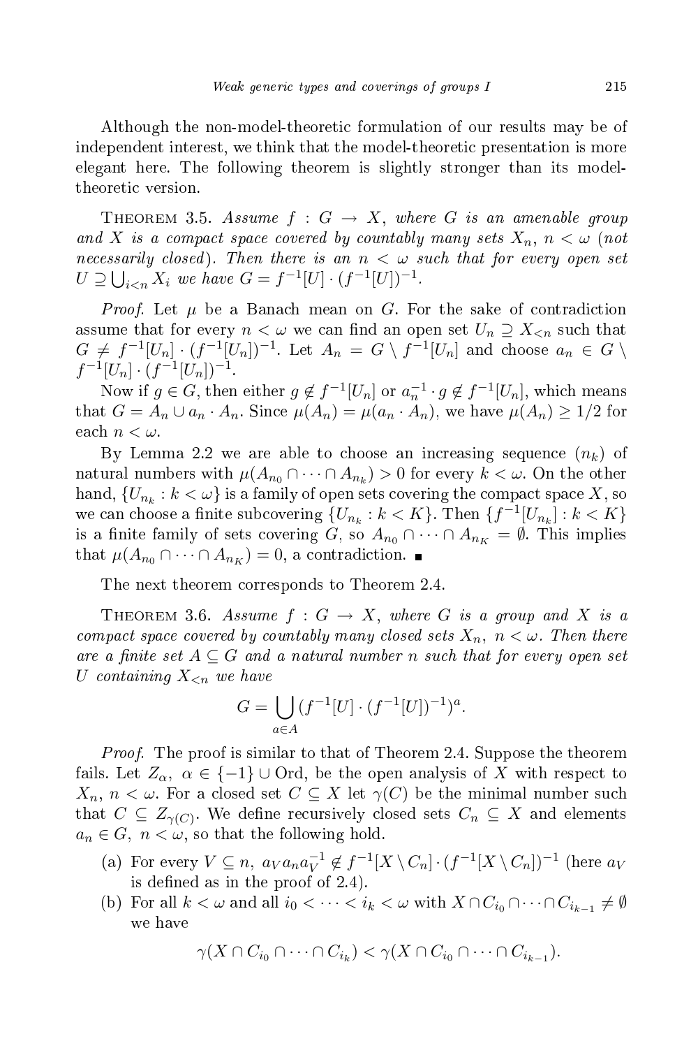Although the non-model-theoretic formulation of our results may be of independent interest, we think that the model-theoretic presentation is more elegant here. The following theorem is slightly stronger than its model-theoretic version.

THEOREM 3.5. *Assume $f : G \to X$, where $G$ is an amenable group and $X$ is a compact space covered by countably many sets $X_n$, $n < \omega$ (not necessarily closed). Then there is an $n < \omega$ such that for every open set $U \supseteq \bigcup_{i<n} X_i$ we have $G = f^{-1}[U] \cdot (f^{-1}[U])^{-1}$.*

*Proof.* Let $\mu$ be a Banach mean on $G$. For the sake of contradiction assume that for every $n < \omega$ we can find an open set $U_n \supseteq X_{<n}$ such that $G \neq f^{-1}[U_n] \cdot (f^{-1}[U_n])^{-1}$. Let $A_n = G \setminus f^{-1}[U_n]$ and choose $a_n \in G \setminus f^{-1}[U_n] \cdot (f^{-1}[U_n])^{-1}$.

Now if $g \in G$, then either $g \notin f^{-1}[U_n]$ or $a_n^{-1} \cdot g \notin f^{-1}[U_n]$, which means that $G = A_n \cup a_n \cdot A_n$. Since $\mu(A_n) = \mu(a_n \cdot A_n)$, we have $\mu(A_n) \geq 1/2$ for each $n < \omega$.

By Lemma 2.2 we are able to choose an increasing sequence $(n_k)$ of natural numbers with $\mu(A_{n_0} \cap \cdots \cap A_{n_k}) > 0$ for every $k < \omega$. On the other hand, $\{U_{n_k} : k < \omega\}$ is a family of open sets covering the compact space $X$, so we can choose a finite subcovering $\{U_{n_k} : k < K\}$. Then $\{f^{-1}[U_{n_k}] : k < K\}$ is a finite family of sets covering $G$, so $A_{n_0} \cap \cdots \cap A_{n_K} = \emptyset$. This implies that $\mu(A_{n_0} \cap \cdots \cap A_{n_K}) = 0$, a contradiction. ∎

The next theorem corresponds to Theorem 2.4.

THEOREM 3.6. *Assume $f : G \to X$, where $G$ is a group and $X$ is a compact space covered by countably many closed sets $X_n$, $n < \omega$. Then there are a finite set $A \subseteq G$ and a natural number $n$ such that for every open set $U$ containing $X_{<n}$ we have*

$$G = \bigcup_{a \in A} (f^{-1}[U] \cdot (f^{-1}[U])^{-1})^a.$$

*Proof.* The proof is similar to that of Theorem 2.4. Suppose the theorem fails. Let $Z_\alpha$, $\alpha \in \{-1\} \cup \mathrm{Ord}$, be the open analysis of $X$ with respect to $X_n$, $n < \omega$. For a closed set $C \subseteq X$ let $\gamma(C)$ be the minimal number such that $C \subseteq Z_{\gamma(C)}$. We define recursively closed sets $C_n \subseteq X$ and elements $a_n \in G$, $n < \omega$, so that the following hold.

(a) For every $V \subseteq n$, $a_V a_n a_V^{-1} \notin f^{-1}[X \setminus C_n] \cdot (f^{-1}[X \setminus C_n])^{-1}$ (here $a_V$ is defined as in the proof of 2.4).

(b) For all $k < \omega$ and all $i_0 < \cdots < i_k < \omega$ with $X \cap C_{i_0} \cap \cdots \cap C_{i_{k-1}} \neq \emptyset$ we have

$$\gamma(X \cap C_{i_0} \cap \cdots \cap C_{i_k}) < \gamma(X \cap C_{i_0} \cap \cdots \cap C_{i_{k-1}}).$$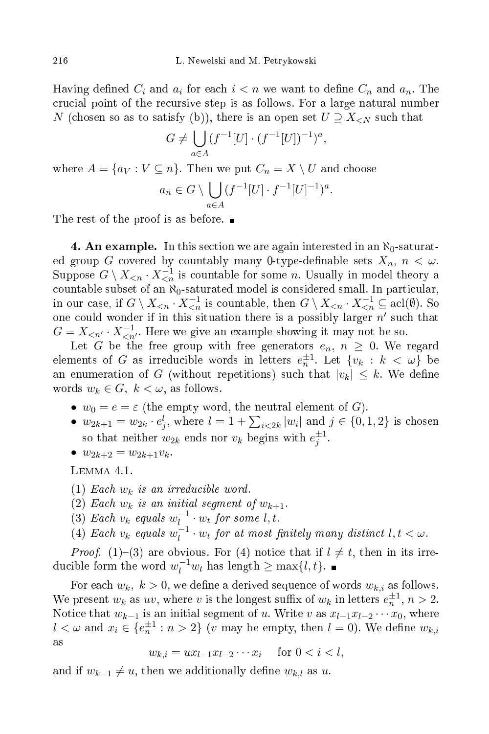Having defined $C_i$ and $a_i$ for each $i < n$ we want to define $C_n$ and $a_n$. The crucial point of the recursive step is as follows. For a large natural number $N$ (chosen so as to satisfy (b)), there is an open set $U \supseteq X_{<N}$ such that

$$G \neq \bigcup_{a \in A} (f^{-1}[U] \cdot (f^{-1}[U])^{-1})^a,$$

where $A = \{a_V : V \subseteq n\}$. Then we put $C_n = X \setminus U$ and choose

$$a_n \in G \setminus \bigcup_{a \in A} (f^{-1}[U] \cdot f^{-1}[U]^{-1})^a.$$

The rest of the proof is as before. ∎

**4. An example.** In this section we are again interested in an $\aleph_0$-saturated group $G$ covered by countably many 0-type-definable sets $X_n$, $n < \omega$. Suppose $G \setminus X_{<n} \cdot X_{<n}^{-1}$ is countable for some $n$. Usually in model theory a countable subset of an $\aleph_0$-saturated model is considered small. In particular, in our case, if $G \setminus X_{<n} \cdot X_{<n}^{-1}$ is countable, then $G \setminus X_{<n} \cdot X_{<n}^{-1} \subseteq \mathrm{acl}(\emptyset)$. So one could wonder if in this situation there is a possibly larger $n'$ such that $G = X_{<n'} \cdot X_{<n'}^{-1}$. Here we give an example showing it may not be so.

Let $G$ be the free group with free generators $e_n$, $n \geq 0$. We regard elements of $G$ as irreducible words in letters $e_n^{\pm 1}$. Let $\{v_k : k < \omega\}$ be an enumeration of $G$ (without repetitions) such that $|v_k| \leq k$. We define words $w_k \in G$, $k < \omega$, as follows.

- $w_0 = e = \varepsilon$ (the empty word, the neutral element of $G$).
- $w_{2k+1} = w_{2k} \cdot e_j^l$, where $l = 1 + \sum_{i<2k} |w_i|$ and $j \in \{0, 1, 2\}$ is chosen so that neither $w_{2k}$ ends nor $v_k$ begins with $e_j^{\pm 1}$.
- $w_{2k+2} = w_{2k+1} v_k$.

Lemma 4.1.

(1) *Each $w_k$ is an irreducible word.*
(2) *Each $w_k$ is an initial segment of $w_{k+1}$.*
(3) *Each $v_k$ equals $w_l^{-1} \cdot w_t$ for some $l, t$.*
(4) *Each $v_k$ equals $w_l^{-1} \cdot w_t$ for at most finitely many distinct $l, t < \omega$.*

*Proof.* (1)–(3) are obvious. For (4) notice that if $l \neq t$, then in its irreducible form the word $w_l^{-1} w_t$ has length $\geq \max\{l, t\}$. ∎

For each $w_k$, $k > 0$, we define a derived sequence of words $w_{k,i}$ as follows. We present $w_k$ as $uv$, where $v$ is the longest suffix of $w_k$ in letters $e_n^{\pm 1}$, $n > 2$. Notice that $w_{k-1}$ is an initial segment of $u$. Write $v$ as $x_{l-1} x_{l-2} \cdots x_0$, where $l < \omega$ and $x_i \in \{e_n^{\pm 1} : n > 2\}$ ($v$ may be empty, then $l = 0$). We define $w_{k,i}$ as

$$w_{k,i} = u x_{l-1} x_{l-2} \cdots x_i \quad \text{for } 0 < i < l,$$

and if $w_{k-1} \neq u$, then we additionally define $w_{k,l}$ as $u$.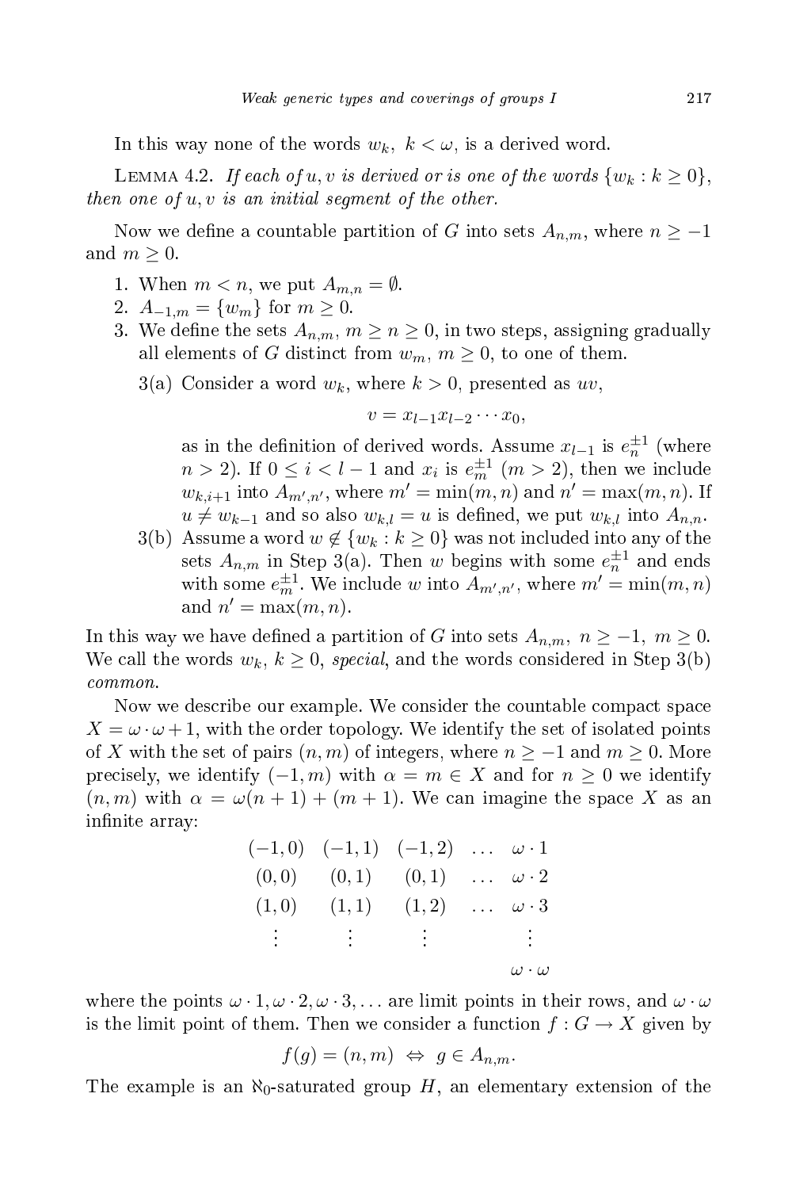In this way none of the words $w_k$, $k < \omega$, is a derived word.

LEMMA 4.2. *If each of $u, v$ is derived or is one of the words $\{w_k : k \geq 0\}$, then one of $u, v$ is an initial segment of the other.*

Now we define a countable partition of $G$ into sets $A_{n,m}$, where $n \geq -1$ and $m \geq 0$.

1. When $m < n$, we put $A_{m,n} = \emptyset$.
2. $A_{-1,m} = \{w_m\}$ for $m \geq 0$.
3. We define the sets $A_{n,m}$, $m \geq n \geq 0$, in two steps, assigning gradually all elements of $G$ distinct from $w_m$, $m \geq 0$, to one of them.

   3(a) Consider a word $w_k$, where $k > 0$, presented as $uv$,
   $$v = x_{l-1}x_{l-2}\cdots x_0,$$
   as in the definition of derived words. Assume $x_{l-1}$ is $e_n^{\pm 1}$ (where $n > 2$). If $0 \leq i < l-1$ and $x_i$ is $e_m^{\pm 1}$ $(m > 2)$, then we include $w_{k,i+1}$ into $A_{m',n'}$, where $m' = \min(m,n)$ and $n' = \max(m,n)$. If $u \neq w_{k-1}$ and so also $w_{k,l} = u$ is defined, we put $w_{k,l}$ into $A_{n,n}$.

   3(b) Assume a word $w \notin \{w_k : k \geq 0\}$ was not included into any of the sets $A_{n,m}$ in Step 3(a). Then $w$ begins with some $e_n^{\pm 1}$ and ends with some $e_m^{\pm 1}$. We include $w$ into $A_{m',n'}$, where $m' = \min(m,n)$ and $n' = \max(m,n)$.

In this way we have defined a partition of $G$ into sets $A_{n,m}$, $n \geq -1$, $m \geq 0$. We call the words $w_k$, $k \geq 0$, *special*, and the words considered in Step 3(b) *common*.

Now we describe our example. We consider the countable compact space $X = \omega \cdot \omega + 1$, with the order topology. We identify the set of isolated points of $X$ with the set of pairs $(n, m)$ of integers, where $n \geq -1$ and $m \geq 0$. More precisely, we identify $(-1, m)$ with $\alpha = m \in X$ and for $n \geq 0$ we identify $(n, m)$ with $\alpha = \omega(n+1) + (m+1)$. We can imagine the space $X$ as an infinite array:

$$\begin{array}{ccccc}
(-1,0) & (-1,1) & (-1,2) & \ldots & \omega\cdot 1 \\
(0,0) & (0,1) & (0,1) & \ldots & \omega\cdot 2 \\
(1,0) & (1,1) & (1,2) & \ldots & \omega\cdot 3 \\
\vdots & \vdots & \vdots & & \vdots \\
 & & & & \omega\cdot\omega
\end{array}$$

where the points $\omega\cdot 1, \omega\cdot 2, \omega\cdot 3, \ldots$ are limit points in their rows, and $\omega\cdot\omega$ is the limit point of them. Then we consider a function $f : G \to X$ given by

$$f(g) = (n, m) \iff g \in A_{n,m}.$$

The example is an $\aleph_0$-saturated group $H$, an elementary extension of the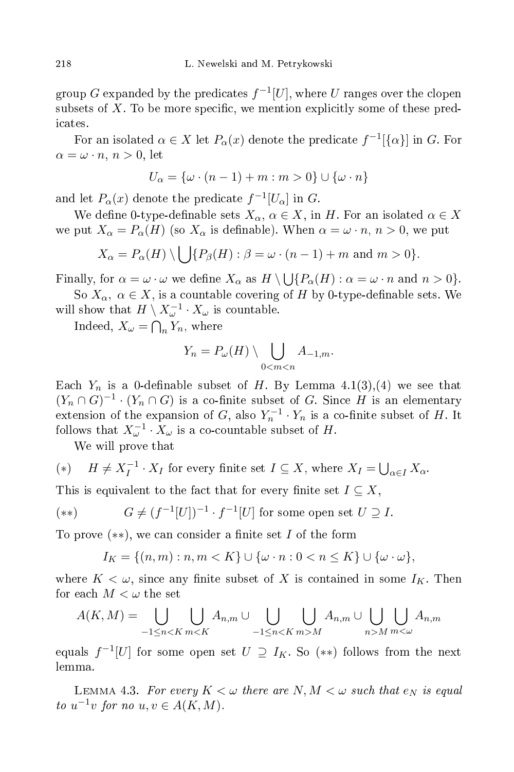group $G$ expanded by the predicates $f^{-1}[U]$, where $U$ ranges over the clopen subsets of $X$. To be more specific, we mention explicitly some of these predicates.

For an isolated $\alpha \in X$ let $P_\alpha(x)$ denote the predicate $f^{-1}[\{\alpha\}]$ in $G$. For $\alpha = \omega \cdot n$, $n > 0$, let

$$U_\alpha = \{\omega \cdot (n-1) + m : m > 0\} \cup \{\omega \cdot n\}$$

and let $P_\alpha(x)$ denote the predicate $f^{-1}[U_\alpha]$ in $G$.

We define 0-type-definable sets $X_\alpha$, $\alpha \in X$, in $H$. For an isolated $\alpha \in X$ we put $X_\alpha = P_\alpha(H)$ (so $X_\alpha$ is definable). When $\alpha = \omega \cdot n$, $n > 0$, we put

$$X_\alpha = P_\alpha(H) \setminus \bigcup \{P_\beta(H) : \beta = \omega \cdot (n-1) + m \text{ and } m > 0\}.$$

Finally, for $\alpha = \omega \cdot \omega$ we define $X_\alpha$ as $H \setminus \bigcup \{P_\alpha(H) : \alpha = \omega \cdot n \text{ and } n > 0\}$.

So $X_\alpha$, $\alpha \in X$, is a countable covering of $H$ by 0-type-definable sets. We will show that $H \setminus X_\omega^{-1} \cdot X_\omega$ is countable.

Indeed, $X_\omega = \bigcap_n Y_n$, where

$$Y_n = P_\omega(H) \setminus \bigcup_{0<m<n} A_{-1,m}.$$

Each $Y_n$ is a 0-definable subset of $H$. By Lemma 4.1(3),(4) we see that $(Y_n \cap G)^{-1} \cdot (Y_n \cap G)$ is a co-finite subset of $G$. Since $H$ is an elementary extension of the expansion of $G$, also $Y_n^{-1} \cdot Y_n$ is a co-finite subset of $H$. It follows that $X_\omega^{-1} \cdot X_\omega$ is a co-countable subset of $H$.

We will prove that

$(*)$ $\quad H \neq X_I^{-1} \cdot X_I$ for every finite set $I \subseteq X$, where $X_I = \bigcup_{\alpha \in I} X_\alpha$.

This is equivalent to the fact that for every finite set $I \subseteq X$,

$(**)$ $\qquad G \neq (f^{-1}[U])^{-1} \cdot f^{-1}[U]$ for some open set $U \supseteq I$.

To prove $(**)$, we can consider a finite set $I$ of the form

$$I_K = \{(n,m) : n, m < K\} \cup \{\omega \cdot n : 0 < n \leq K\} \cup \{\omega \cdot \omega\},$$

where $K < \omega$, since any finite subset of $X$ is contained in some $I_K$. Then for each $M < \omega$ the set

$$A(K,M) = \bigcup_{-1 \leq n < K} \bigcup_{m<K} A_{n,m} \cup \bigcup_{-1 \leq n < K} \bigcup_{m>M} A_{n,m} \cup \bigcup_{n>M} \bigcup_{m<\omega} A_{n,m}$$

equals $f^{-1}[U]$ for some open set $U \supseteq I_K$. So $(**)$ follows from the next lemma.

Lemma 4.3. *For every $K < \omega$ there are $N, M < \omega$ such that $e_N$ is equal to $u^{-1}v$ for no $u, v \in A(K,M)$.*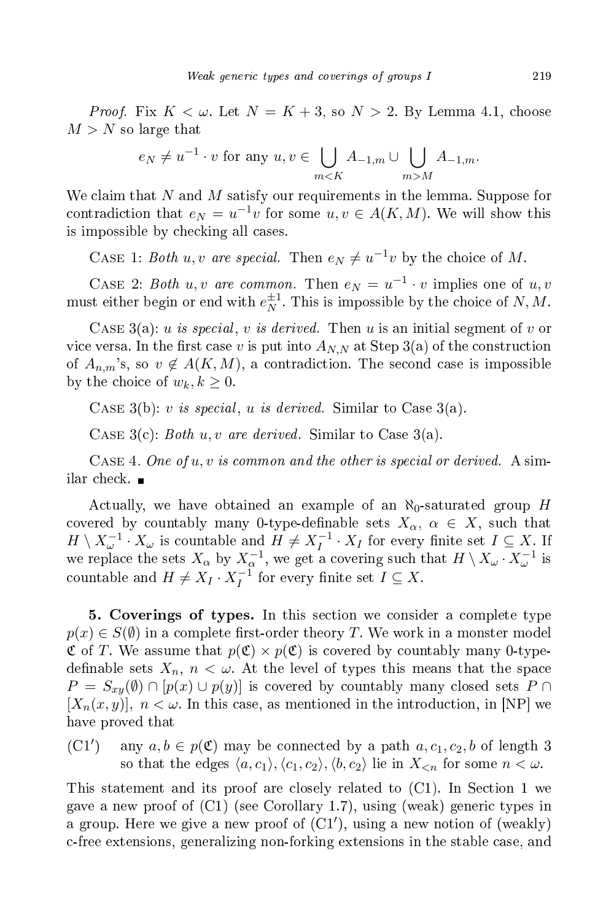*Proof.* Fix $K < \omega$. Let $N = K + 3$, so $N > 2$. By Lemma 4.1, choose $M > N$ so large that

$$e_N \neq u^{-1} \cdot v \text{ for any } u, v \in \bigcup_{m<K} A_{-1,m} \cup \bigcup_{m>M} A_{-1,m}.$$

We claim that $N$ and $M$ satisfy our requirements in the lemma. Suppose for contradiction that $e_N = u^{-1}v$ for some $u, v \in A(K, M)$. We will show this is impossible by checking all cases.

Case 1: *Both $u, v$ are special.* Then $e_N \neq u^{-1}v$ by the choice of $M$.

Case 2: *Both $u, v$ are common.* Then $e_N = u^{-1} \cdot v$ implies one of $u, v$ must either begin or end with $e_N^{\pm 1}$. This is impossible by the choice of $N, M$.

Case 3(a): *$u$ is special, $v$ is derived.* Then $u$ is an initial segment of $v$ or vice versa. In the first case $v$ is put into $A_{N,N}$ at Step 3(a) of the construction of $A_{n,m}$'s, so $v \notin A(K, M)$, a contradiction. The second case is impossible by the choice of $w_k, k \geq 0$.

Case 3(b): *$v$ is special, $u$ is derived.* Similar to Case 3(a).

Case 3(c): *Both $u, v$ are derived.* Similar to Case 3(a).

Case 4. *One of $u, v$ is common and the other is special or derived.* A similar check. ∎

Actually, we have obtained an example of an $\aleph_0$-saturated group $H$ covered by countably many 0-type-definable sets $X_\alpha$, $\alpha \in X$, such that $H \setminus X_\omega^{-1} \cdot X_\omega$ is countable and $H \neq X_I^{-1} \cdot X_I$ for every finite set $I \subseteq X$. If we replace the sets $X_\alpha$ by $X_\alpha^{-1}$, we get a covering such that $H \setminus X_\omega \cdot X_\omega^{-1}$ is countable and $H \neq X_I \cdot X_I^{-1}$ for every finite set $I \subseteq X$.

**5. Coverings of types.** In this section we consider a complete type $p(x) \in S(\emptyset)$ in a complete first-order theory $T$. We work in a monster model $\mathfrak{C}$ of $T$. We assume that $p(\mathfrak{C}) \times p(\mathfrak{C})$ is covered by countably many 0-type-definable sets $X_n$, $n < \omega$. At the level of types this means that the space $P = S_{xy}(\emptyset) \cap [p(x) \cup p(y)]$ is covered by countably many closed sets $P \cap [X_n(x, y)]$, $n < \omega$. In this case, as mentioned in the introduction, in [NP] we have proved that

(C1′) any $a, b \in p(\mathfrak{C})$ may be connected by a path $a, c_1, c_2, b$ of length 3 so that the edges $\langle a, c_1\rangle, \langle c_1, c_2\rangle, \langle b, c_2\rangle$ lie in $X_{<n}$ for some $n < \omega$.

This statement and its proof are closely related to (C1). In Section 1 we gave a new proof of (C1) (see Corollary 1.7), using (weak) generic types in a group. Here we give a new proof of (C1′), using a new notion of (weakly) c-free extensions, generalizing non-forking extensions in the stable case, and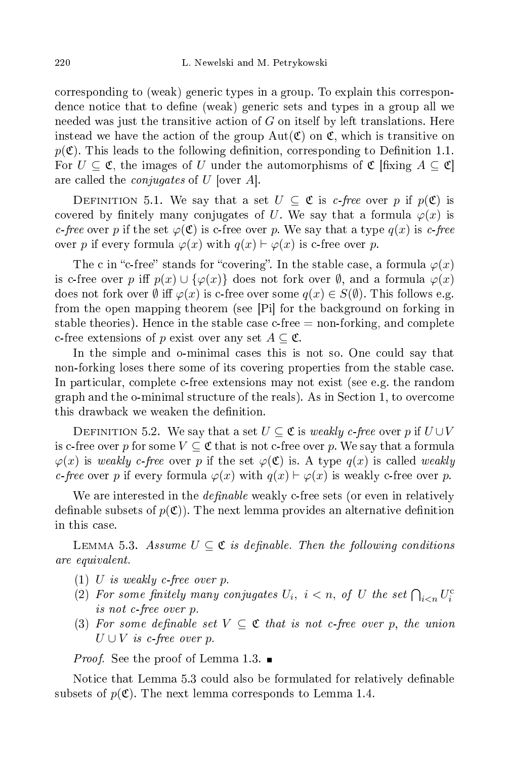corresponding to (weak) generic types in a group. To explain this correspondence notice that to define (weak) generic sets and types in a group all we needed was just the transitive action of $G$ on itself by left translations. Here instead we have the action of the group $\mathrm{Aut}(\mathfrak{C})$ on $\mathfrak{C}$, which is transitive on $p(\mathfrak{C})$. This leads to the following definition, corresponding to Definition 1.1. For $U \subseteq \mathfrak{C}$, the images of $U$ under the automorphisms of $\mathfrak{C}$ [fixing $A \subseteq \mathfrak{C}$] are called the *conjugates* of $U$ [over $A$].

Definition 5.1. We say that a set $U \subseteq \mathfrak{C}$ is *c-free* over $p$ if $p(\mathfrak{C})$ is covered by finitely many conjugates of $U$. We say that a formula $\varphi(x)$ is *c-free* over $p$ if the set $\varphi(\mathfrak{C})$ is c-free over $p$. We say that a type $q(x)$ is *c-free* over $p$ if every formula $\varphi(x)$ with $q(x) \vdash \varphi(x)$ is c-free over $p$.

The c in "c-free" stands for "covering". In the stable case, a formula $\varphi(x)$ is c-free over $p$ iff $p(x) \cup \{\varphi(x)\}$ does not fork over $\emptyset$, and a formula $\varphi(x)$ does not fork over $\emptyset$ iff $\varphi(x)$ is c-free over some $q(x) \in S(\emptyset)$. This follows e.g. from the open mapping theorem (see [Pi] for the background on forking in stable theories). Hence in the stable case c-free = non-forking, and complete c-free extensions of $p$ exist over any set $A \subseteq \mathfrak{C}$.

In the simple and o-minimal cases this is not so. One could say that non-forking loses there some of its covering properties from the stable case. In particular, complete c-free extensions may not exist (see e.g. the random graph and the o-minimal structure of the reals). As in Section 1, to overcome this drawback we weaken the definition.

Definition 5.2. We say that a set $U \subseteq \mathfrak{C}$ is *weakly c-free* over $p$ if $U \cup V$ is c-free over $p$ for some $V \subseteq \mathfrak{C}$ that is not c-free over $p$. We say that a formula $\varphi(x)$ is *weakly c-free* over $p$ if the set $\varphi(\mathfrak{C})$ is. A type $q(x)$ is called *weakly c-free* over $p$ if every formula $\varphi(x)$ with $q(x) \vdash \varphi(x)$ is weakly c-free over $p$.

We are interested in the *definable* weakly c-free sets (or even in relatively definable subsets of $p(\mathfrak{C})$). The next lemma provides an alternative definition in this case.

Lemma 5.3. *Assume $U \subseteq \mathfrak{C}$ is definable. Then the following conditions are equivalent.*

1. *$U$ is weakly c-free over $p$.*
2. *For some finitely many conjugates $U_i$, $i < n$, of $U$ the set $\bigcap_{i<n} U_i^{\mathrm{c}}$ is not c-free over $p$.*
3. *For some definable set $V \subseteq \mathfrak{C}$ that is not c-free over $p$, the union $U \cup V$ is c-free over $p$.*

*Proof.* See the proof of Lemma 1.3. ∎

Notice that Lemma 5.3 could also be formulated for relatively definable subsets of $p(\mathfrak{C})$. The next lemma corresponds to Lemma 1.4.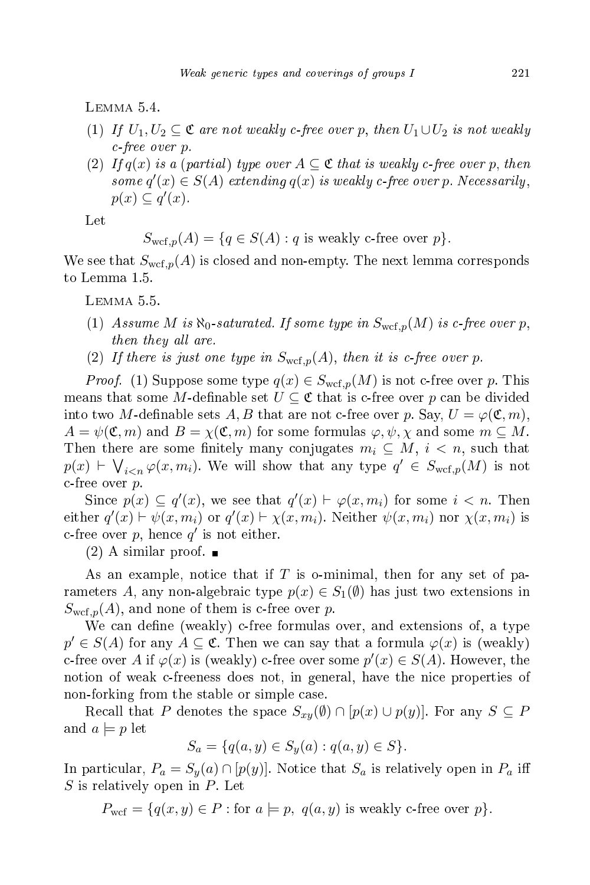LEMMA 5.4.

1. *If $U_1, U_2 \subseteq \mathfrak{C}$ are not weakly c-free over $p$, then $U_1 \cup U_2$ is not weakly c-free over $p$.*
2. *If $q(x)$ is a (partial) type over $A \subseteq \mathfrak{C}$ that is weakly c-free over $p$, then some $q'(x) \in S(A)$ extending $q(x)$ is weakly c-free over $p$. Necessarily, $p(x) \subseteq q'(x)$.*

Let

$$S_{\mathrm{wcf},p}(A) = \{q \in S(A) : q \text{ is weakly c-free over } p\}.$$

We see that $S_{\mathrm{wcf},p}(A)$ is closed and non-empty. The next lemma corresponds to Lemma 1.5.

LEMMA 5.5.

1. *Assume $M$ is $\aleph_0$-saturated. If some type in $S_{\mathrm{wcf},p}(M)$ is c-free over $p$, then they all are.*
2. *If there is just one type in $S_{\mathrm{wcf},p}(A)$, then it is c-free over $p$.*

*Proof.* (1) Suppose some type $q(x) \in S_{\mathrm{wcf},p}(M)$ is not c-free over $p$. This means that some $M$-definable set $U \subseteq \mathfrak{C}$ that is c-free over $p$ can be divided into two $M$-definable sets $A, B$ that are not c-free over $p$. Say, $U = \varphi(\mathfrak{C}, m)$, $A = \psi(\mathfrak{C}, m)$ and $B = \chi(\mathfrak{C}, m)$ for some formulas $\varphi, \psi, \chi$ and some $m \subseteq M$. Then there are some finitely many conjugates $m_i \subseteq M$, $i < n$, such that $p(x) \vdash \bigvee_{i<n} \varphi(x, m_i)$. We will show that any type $q' \in S_{\mathrm{wcf},p}(M)$ is not c-free over $p$.

Since $p(x) \subseteq q'(x)$, we see that $q'(x) \vdash \varphi(x, m_i)$ for some $i < n$. Then either $q'(x) \vdash \psi(x, m_i)$ or $q'(x) \vdash \chi(x, m_i)$. Neither $\psi(x, m_i)$ nor $\chi(x, m_i)$ is c-free over $p$, hence $q'$ is not either.

(2) A similar proof. ∎

As an example, notice that if $T$ is o-minimal, then for any set of parameters $A$, any non-algebraic type $p(x) \in S_1(\emptyset)$ has just two extensions in $S_{\mathrm{wcf},p}(A)$, and none of them is c-free over $p$.

We can define (weakly) c-free formulas over, and extensions of, a type $p' \in S(A)$ for any $A \subseteq \mathfrak{C}$. Then we can say that a formula $\varphi(x)$ is (weakly) c-free over $A$ if $\varphi(x)$ is (weakly) c-free over some $p'(x) \in S(A)$. However, the notion of weak c-freeness does not, in general, have the nice properties of non-forking from the stable or simple case.

Recall that $P$ denotes the space $S_{xy}(\emptyset) \cap [p(x) \cup p(y)]$. For any $S \subseteq P$ and $a \models p$ let

$$S_a = \{q(a, y) \in S_y(a) : q(a, y) \in S\}.$$

In particular, $P_a = S_y(a) \cap [p(y)]$. Notice that $S_a$ is relatively open in $P_a$ iff $S$ is relatively open in $P$. Let

$$P_{\mathrm{wcf}} = \{q(x, y) \in P : \text{for } a \models p,\ q(a, y) \text{ is weakly c-free over } p\}.$$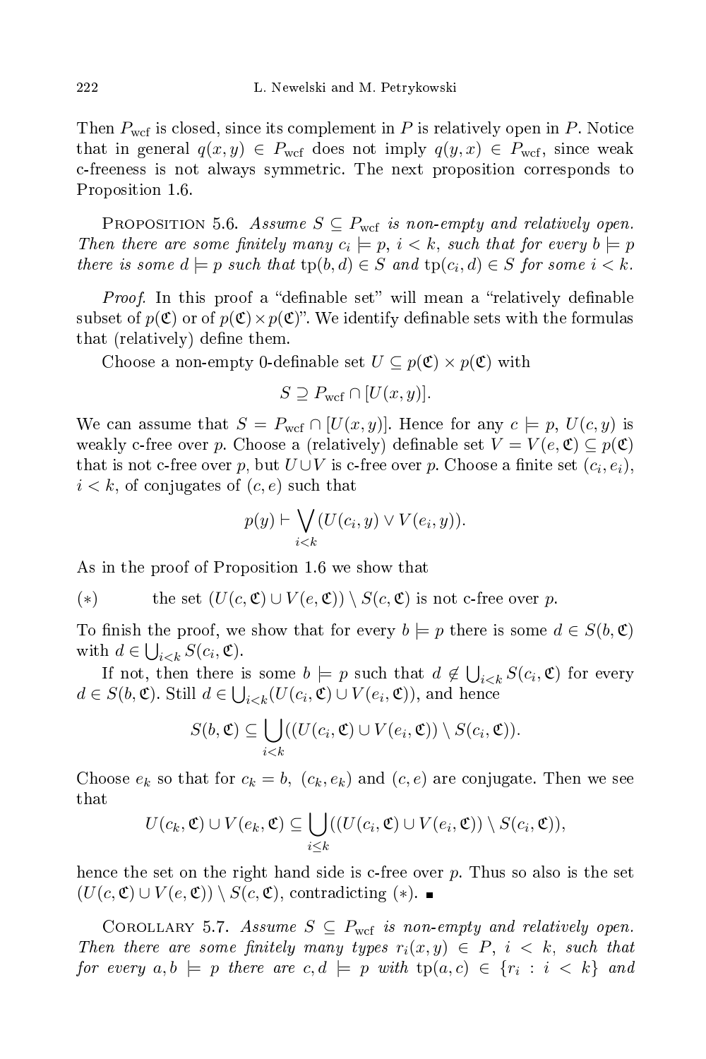Then $P_{\text{wcf}}$ is closed, since its complement in $P$ is relatively open in $P$. Notice that in general $q(x,y) \in P_{\text{wcf}}$ does not imply $q(y,x) \in P_{\text{wcf}}$, since weak c-freeness is not always symmetric. The next proposition corresponds to Proposition 1.6.

Proposition 5.6. *Assume $S \subseteq P_{\text{wcf}}$ is non-empty and relatively open. Then there are some finitely many $c_i \models p$, $i < k$, such that for every $b \models p$ there is some $d \models p$ such that $\operatorname{tp}(b,d) \in S$ and $\operatorname{tp}(c_i,d) \in S$ for some $i < k$.*

*Proof.* In this proof a "definable set" will mean a "relatively definable subset of $p(\mathfrak{C})$ or of $p(\mathfrak{C}) \times p(\mathfrak{C})$". We identify definable sets with the formulas that (relatively) define them.

Choose a non-empty 0-definable set $U \subseteq p(\mathfrak{C}) \times p(\mathfrak{C})$ with

$$S \supseteq P_{\text{wcf}} \cap [U(x,y)].$$

We can assume that $S = P_{\text{wcf}} \cap [U(x,y)]$. Hence for any $c \models p$, $U(c,y)$ is weakly c-free over $p$. Choose a (relatively) definable set $V = V(e,\mathfrak{C}) \subseteq p(\mathfrak{C})$ that is not c-free over $p$, but $U \cup V$ is c-free over $p$. Choose a finite set $(c_i, e_i)$, $i < k$, of conjugates of $(c,e)$ such that

$$p(y) \vdash \bigvee_{i<k} (U(c_i,y) \vee V(e_i,y)).$$

As in the proof of Proposition 1.6 we show that

$(*)$ the set $(U(c,\mathfrak{C}) \cup V(e,\mathfrak{C})) \setminus S(c,\mathfrak{C})$ is not c-free over $p$.

To finish the proof, we show that for every $b \models p$ there is some $d \in S(b,\mathfrak{C})$ with $d \in \bigcup_{i<k} S(c_i,\mathfrak{C})$.

If not, then there is some $b \models p$ such that $d \notin \bigcup_{i<k} S(c_i,\mathfrak{C})$ for every $d \in S(b,\mathfrak{C})$. Still $d \in \bigcup_{i<k} (U(c_i,\mathfrak{C}) \cup V(e_i,\mathfrak{C}))$, and hence

$$S(b,\mathfrak{C}) \subseteq \bigcup_{i<k} ((U(c_i,\mathfrak{C}) \cup V(e_i,\mathfrak{C})) \setminus S(c_i,\mathfrak{C})).$$

Choose $e_k$ so that for $c_k = b$, $(c_k, e_k)$ and $(c,e)$ are conjugate. Then we see that

$$U(c_k,\mathfrak{C}) \cup V(e_k,\mathfrak{C}) \subseteq \bigcup_{i \le k} ((U(c_i,\mathfrak{C}) \cup V(e_i,\mathfrak{C})) \setminus S(c_i,\mathfrak{C})),$$

hence the set on the right hand side is c-free over $p$. Thus so also is the set $(U(c,\mathfrak{C}) \cup V(e,\mathfrak{C})) \setminus S(c,\mathfrak{C})$, contradicting $(*)$. ∎

Corollary 5.7. *Assume $S \subseteq P_{\text{wcf}}$ is non-empty and relatively open. Then there are some finitely many types $r_i(x,y) \in P$, $i < k$, such that for every $a,b \models p$ there are $c,d \models p$ with $\operatorname{tp}(a,c) \in \{r_i : i < k\}$ and*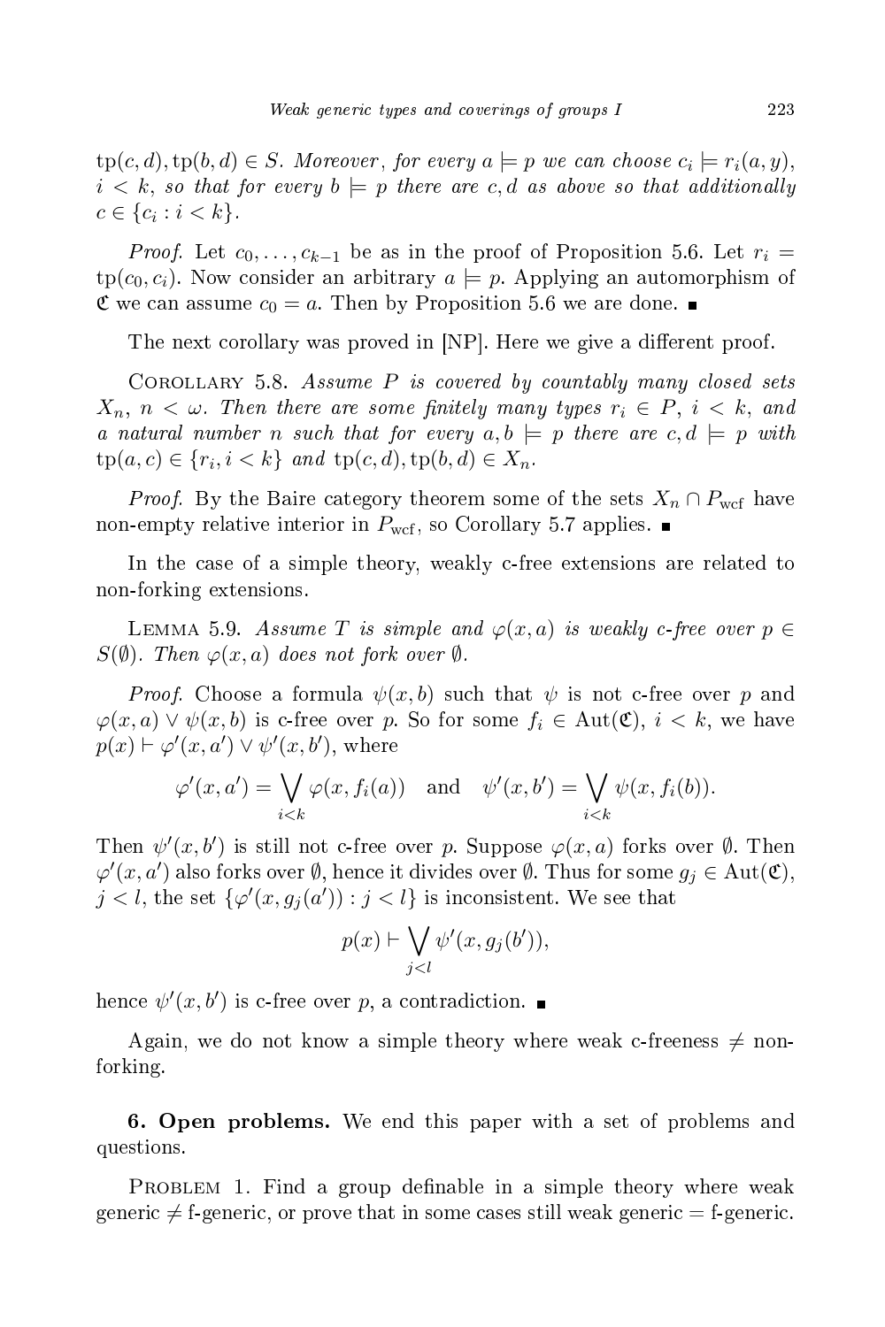$\mathrm{tp}(c,d), \mathrm{tp}(b,d) \in S$. *Moreover, for every $a \models p$ we can choose $c_i \models r_i(a,y)$, $i < k$, so that for every $b \models p$ there are $c, d$ as above so that additionally $c \in \{c_i : i < k\}$.*

*Proof.* Let $c_0, \dots, c_{k-1}$ be as in the proof of Proposition 5.6. Let $r_i = \mathrm{tp}(c_0, c_i)$. Now consider an arbitrary $a \models p$. Applying an automorphism of $\mathfrak{C}$ we can assume $c_0 = a$. Then by Proposition 5.6 we are done. ■

The next corollary was proved in [NP]. Here we give a different proof.

COROLLARY 5.8. *Assume $P$ is covered by countably many closed sets $X_n$, $n < \omega$. Then there are some finitely many types $r_i \in P$, $i < k$, and a natural number $n$ such that for every $a, b \models p$ there are $c, d \models p$ with $\mathrm{tp}(a,c) \in \{r_i, i < k\}$ and $\mathrm{tp}(c,d), \mathrm{tp}(b,d) \in X_n$.*

*Proof.* By the Baire category theorem some of the sets $X_n \cap P_{\mathrm{wcf}}$ have non-empty relative interior in $P_{\mathrm{wcf}}$, so Corollary 5.7 applies. ■

In the case of a simple theory, weakly c-free extensions are related to non-forking extensions.

LEMMA 5.9. *Assume $T$ is simple and $\varphi(x,a)$ is weakly c-free over $p \in S(\emptyset)$. Then $\varphi(x,a)$ does not fork over $\emptyset$.*

*Proof.* Choose a formula $\psi(x,b)$ such that $\psi$ is not c-free over $p$ and $\varphi(x,a) \vee \psi(x,b)$ is c-free over $p$. So for some $f_i \in \mathrm{Aut}(\mathfrak{C})$, $i < k$, we have $p(x) \vdash \varphi'(x,a') \vee \psi'(x,b')$, where

$$\varphi'(x,a') = \bigvee_{i<k} \varphi(x, f_i(a)) \quad \text{and} \quad \psi'(x,b') = \bigvee_{i<k} \psi(x, f_i(b)).$$

Then $\psi'(x,b')$ is still not c-free over $p$. Suppose $\varphi(x,a)$ forks over $\emptyset$. Then $\varphi'(x,a')$ also forks over $\emptyset$, hence it divides over $\emptyset$. Thus for some $g_j \in \mathrm{Aut}(\mathfrak{C})$, $j < l$, the set $\{\varphi'(x, g_j(a')) : j < l\}$ is inconsistent. We see that

$$p(x) \vdash \bigvee_{j<l} \psi'(x, g_j(b')),$$

hence $\psi'(x,b')$ is c-free over $p$, a contradiction. ■

Again, we do not know a simple theory where weak c-freeness $\neq$ non-forking.

## 6. Open problems.

We end this paper with a set of problems and questions.

PROBLEM 1. Find a group definable in a simple theory where weak generic $\neq$ f-generic, or prove that in some cases still weak generic $=$ f-generic.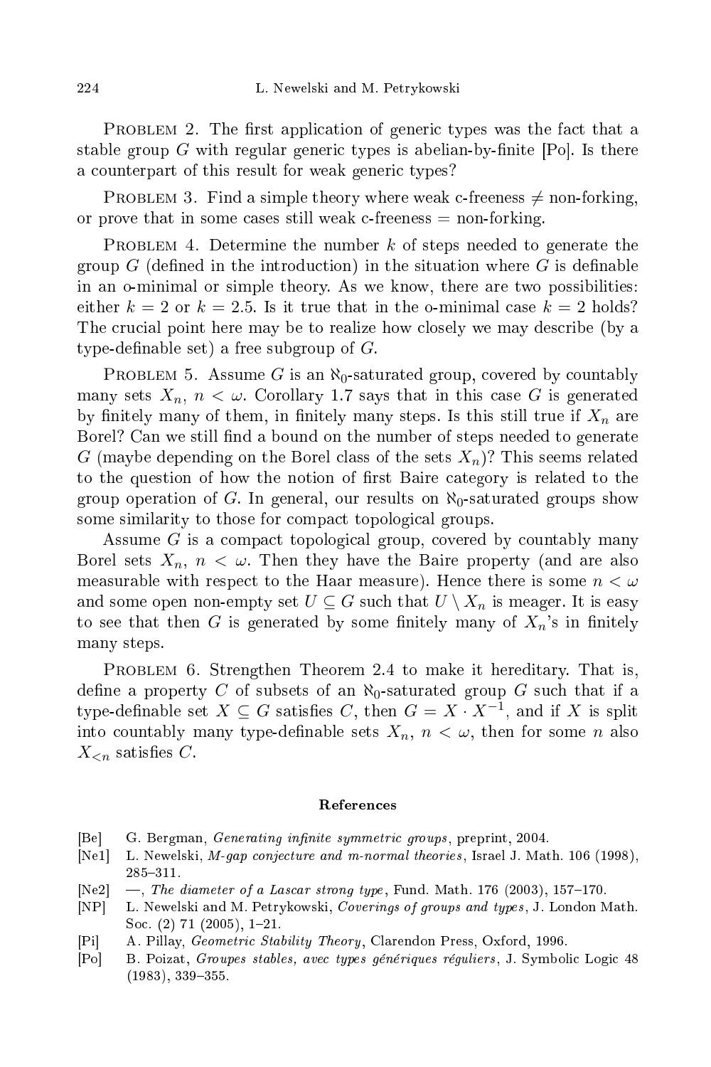Problem 2. The first application of generic types was the fact that a stable group $G$ with regular generic types is abelian-by-finite [Po]. Is there a counterpart of this result for weak generic types?

Problem 3. Find a simple theory where weak c-freeness $\neq$ non-forking, or prove that in some cases still weak c-freeness = non-forking.

Problem 4. Determine the number $k$ of steps needed to generate the group $G$ (defined in the introduction) in the situation where $G$ is definable in an o-minimal or simple theory. As we know, there are two possibilities: either $k = 2$ or $k = 2.5$. Is it true that in the o-minimal case $k = 2$ holds? The crucial point here may be to realize how closely we may describe (by a type-definable set) a free subgroup of $G$.

Problem 5. Assume $G$ is an $\aleph_0$-saturated group, covered by countably many sets $X_n$, $n < \omega$. Corollary 1.7 says that in this case $G$ is generated by finitely many of them, in finitely many steps. Is this still true if $X_n$ are Borel? Can we still find a bound on the number of steps needed to generate $G$ (maybe depending on the Borel class of the sets $X_n$)? This seems related to the question of how the notion of first Baire category is related to the group operation of $G$. In general, our results on $\aleph_0$-saturated groups show some similarity to those for compact topological groups.

Assume $G$ is a compact topological group, covered by countably many Borel sets $X_n$, $n < \omega$. Then they have the Baire property (and are also measurable with respect to the Haar measure). Hence there is some $n < \omega$ and some open non-empty set $U \subseteq G$ such that $U \setminus X_n$ is meager. It is easy to see that then $G$ is generated by some finitely many of $X_n$'s in finitely many steps.

Problem 6. Strengthen Theorem 2.4 to make it hereditary. That is, define a property $C$ of subsets of an $\aleph_0$-saturated group $G$ such that if a type-definable set $X \subseteq G$ satisfies $C$, then $G = X \cdot X^{-1}$, and if $X$ is split into countably many type-definable sets $X_n$, $n < \omega$, then for some $n$ also $X_{<n}$ satisfies $C$.

## References

- [Be] G. Bergman, *Generating infinite symmetric groups*, preprint, 2004.
- [Ne1] L. Newelski, *M-gap conjecture and m-normal theories*, Israel J. Math. 106 (1998), 285–311.
- [Ne2] —, *The diameter of a Lascar strong type*, Fund. Math. 176 (2003), 157–170.
- [NP] L. Newelski and M. Petrykowski, *Coverings of groups and types*, J. London Math. Soc. (2) 71 (2005), 1–21.
- [Pi] A. Pillay, *Geometric Stability Theory*, Clarendon Press, Oxford, 1996.
- [Po] B. Poizat, *Groupes stables, avec types génériques réguliers*, J. Symbolic Logic 48 (1983), 339–355.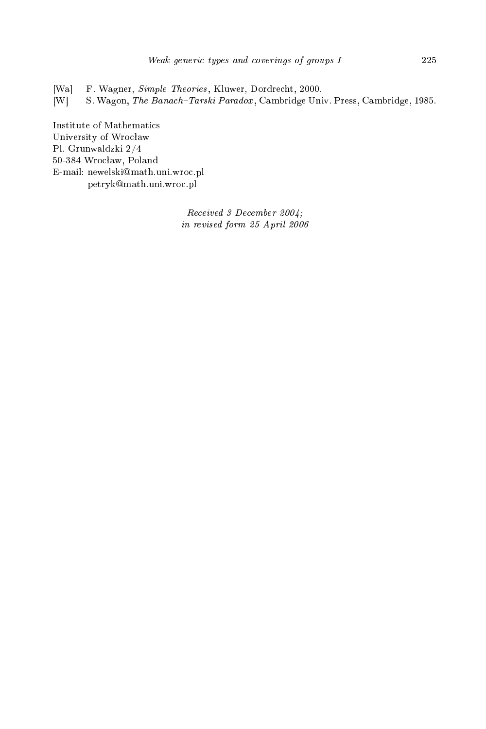[Wa] F. Wagner, *Simple Theories*, Kluwer, Dordrecht, 2000.

[W] S. Wagon, *The Banach–Tarski Paradox*, Cambridge Univ. Press, Cambridge, 1985.

Institute of Mathematics
University of Wrocław
Pl. Grunwaldzki 2/4
50-384 Wrocław, Poland
E-mail: newelski@math.uni.wroc.pl
petryk@math.uni.wroc.pl

*Received 3 December 2004;*
*in revised form 25 April 2006*